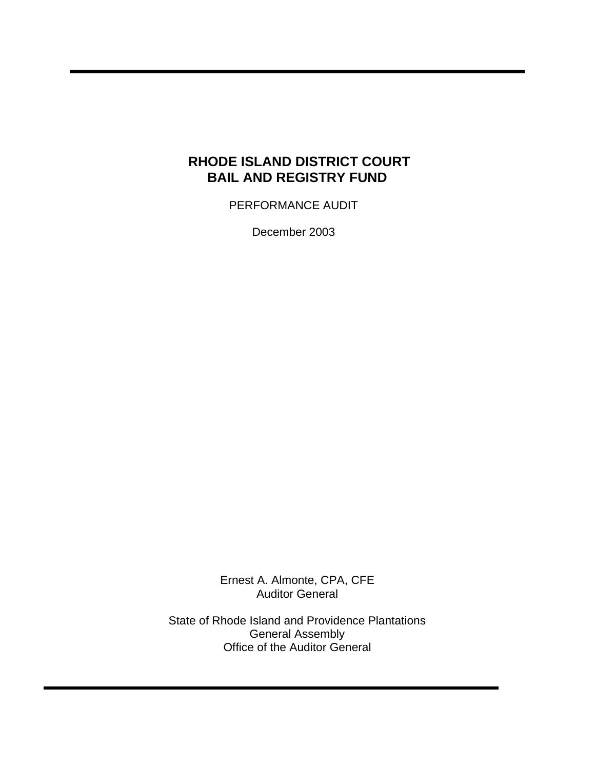# RHODE ISLAND DISTRICT COURT
# BAIL AND REGISTRY FUND

PERFORMANCE AUDIT

December 2003

Ernest A. Almonte, CPA, CFE
Auditor General

State of Rhode Island and Providence Plantations
General Assembly
Office of the Auditor General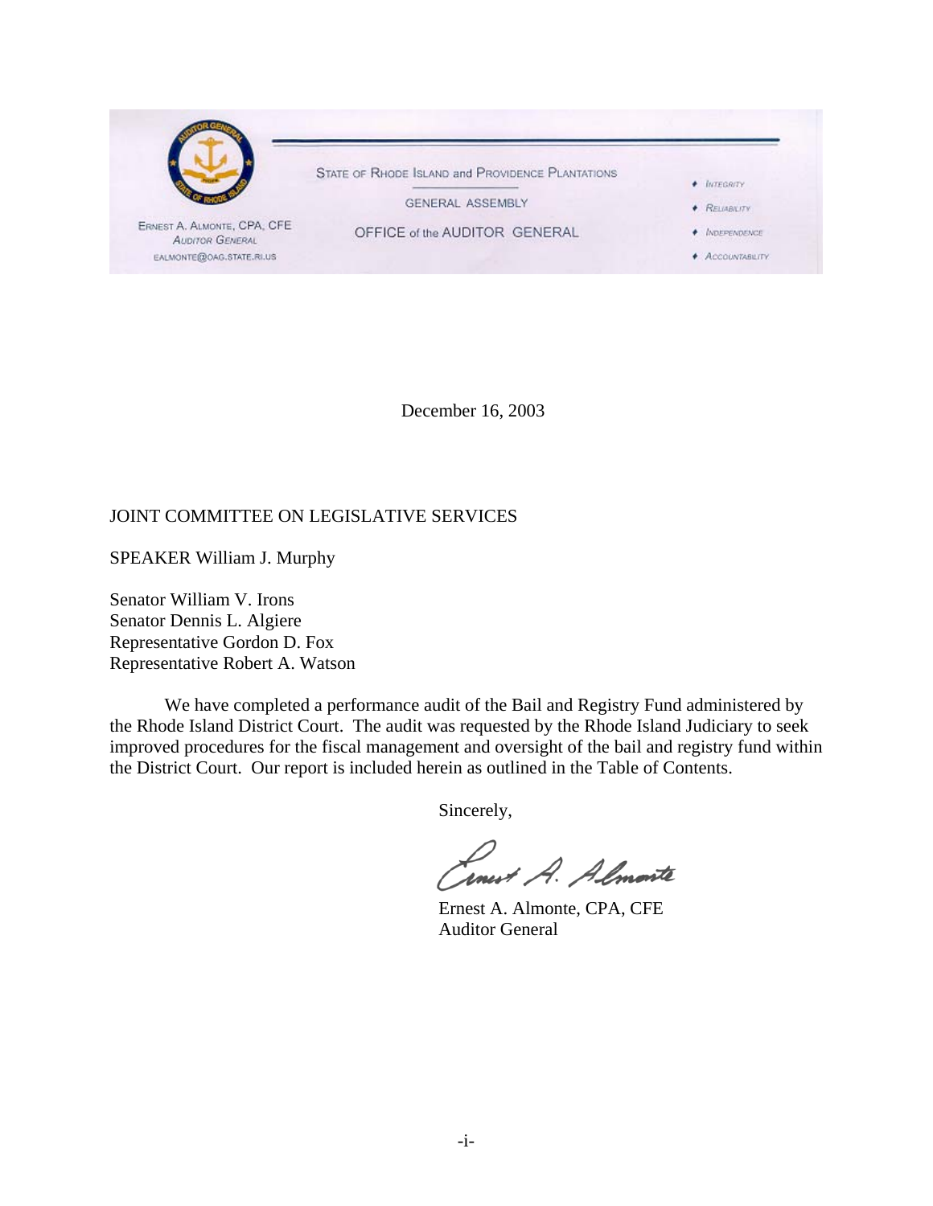STATE OF RHODE ISLAND and PROVIDENCE PLANTATIONS

GENERAL ASSEMBLY

OFFICE of the AUDITOR GENERAL

ERNEST A. ALMONTE, CPA, CFE
AUDITOR GENERAL
EALMONTE@OAG.STATE.RI.US

- INTEGRITY
- RELIABILITY
- INDEPENDENCE
- ACCOUNTABILITY

December 16, 2003

JOINT COMMITTEE ON LEGISLATIVE SERVICES

SPEAKER William J. Murphy

Senator William V. Irons
Senator Dennis L. Algiere
Representative Gordon D. Fox
Representative Robert A. Watson

We have completed a performance audit of the Bail and Registry Fund administered by the Rhode Island District Court. The audit was requested by the Rhode Island Judiciary to seek improved procedures for the fiscal management and oversight of the bail and registry fund within the District Court. Our report is included herein as outlined in the Table of Contents.

Sincerely,

Ernest A. Almonte, CPA, CFE
Auditor General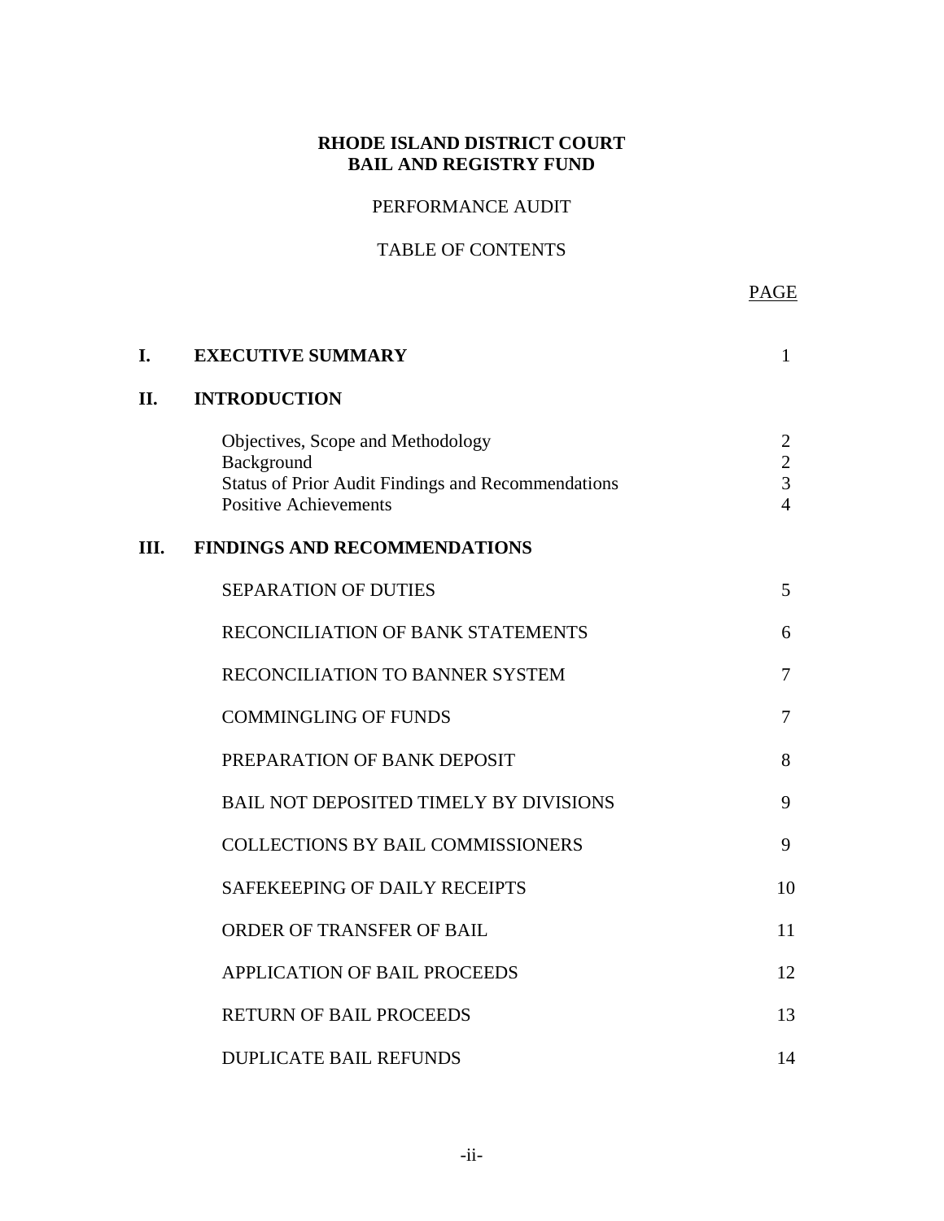**RHODE ISLAND DISTRICT COURT**
**BAIL AND REGISTRY FUND**

PERFORMANCE AUDIT

TABLE OF CONTENTS

| | | PAGE |
|---|---|---|
| **I.** | **EXECUTIVE SUMMARY** | 1 |
| **II.** | **INTRODUCTION** | |
| | Objectives, Scope and Methodology | 2 |
| | Background | 2 |
| | Status of Prior Audit Findings and Recommendations | 3 |
| | Positive Achievements | 4 |
| **III.** | **FINDINGS AND RECOMMENDATIONS** | |
| | SEPARATION OF DUTIES | 5 |
| | RECONCILIATION OF BANK STATEMENTS | 6 |
| | RECONCILIATION TO BANNER SYSTEM | 7 |
| | COMMINGLING OF FUNDS | 7 |
| | PREPARATION OF BANK DEPOSIT | 8 |
| | BAIL NOT DEPOSITED TIMELY BY DIVISIONS | 9 |
| | COLLECTIONS BY BAIL COMMISSIONERS | 9 |
| | SAFEKEEPING OF DAILY RECEIPTS | 10 |
| | ORDER OF TRANSFER OF BAIL | 11 |
| | APPLICATION OF BAIL PROCEEDS | 12 |
| | RETURN OF BAIL PROCEEDS | 13 |
| | DUPLICATE BAIL REFUNDS | 14 |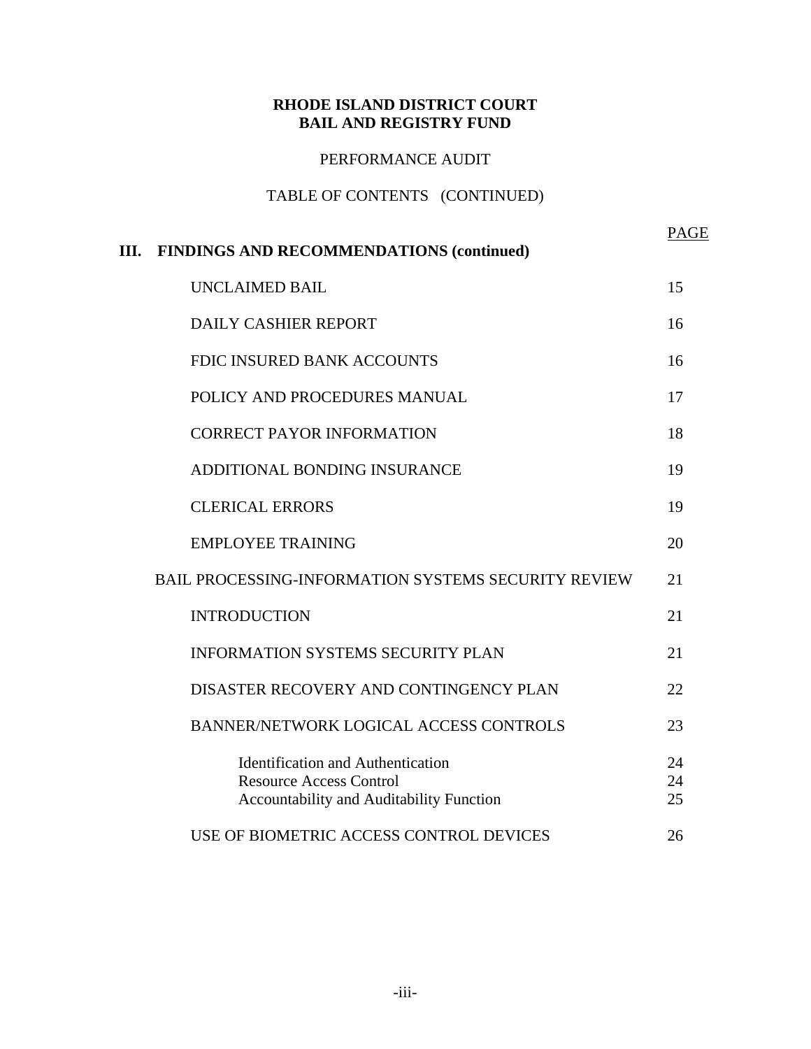**RHODE ISLAND DISTRICT COURT**
**BAIL AND REGISTRY FUND**

PERFORMANCE AUDIT

TABLE OF CONTENTS (CONTINUED)

| | PAGE |
|---|---|
| **III. FINDINGS AND RECOMMENDATIONS (continued)** | |
| UNCLAIMED BAIL | 15 |
| DAILY CASHIER REPORT | 16 |
| FDIC INSURED BANK ACCOUNTS | 16 |
| POLICY AND PROCEDURES MANUAL | 17 |
| CORRECT PAYOR INFORMATION | 18 |
| ADDITIONAL BONDING INSURANCE | 19 |
| CLERICAL ERRORS | 19 |
| EMPLOYEE TRAINING | 20 |
| BAIL PROCESSING-INFORMATION SYSTEMS SECURITY REVIEW | 21 |
| INTRODUCTION | 21 |
| INFORMATION SYSTEMS SECURITY PLAN | 21 |
| DISASTER RECOVERY AND CONTINGENCY PLAN | 22 |
| BANNER/NETWORK LOGICAL ACCESS CONTROLS | 23 |
| Identification and Authentication | 24 |
| Resource Access Control | 24 |
| Accountability and Auditability Function | 25 |
| USE OF BIOMETRIC ACCESS CONTROL DEVICES | 26 |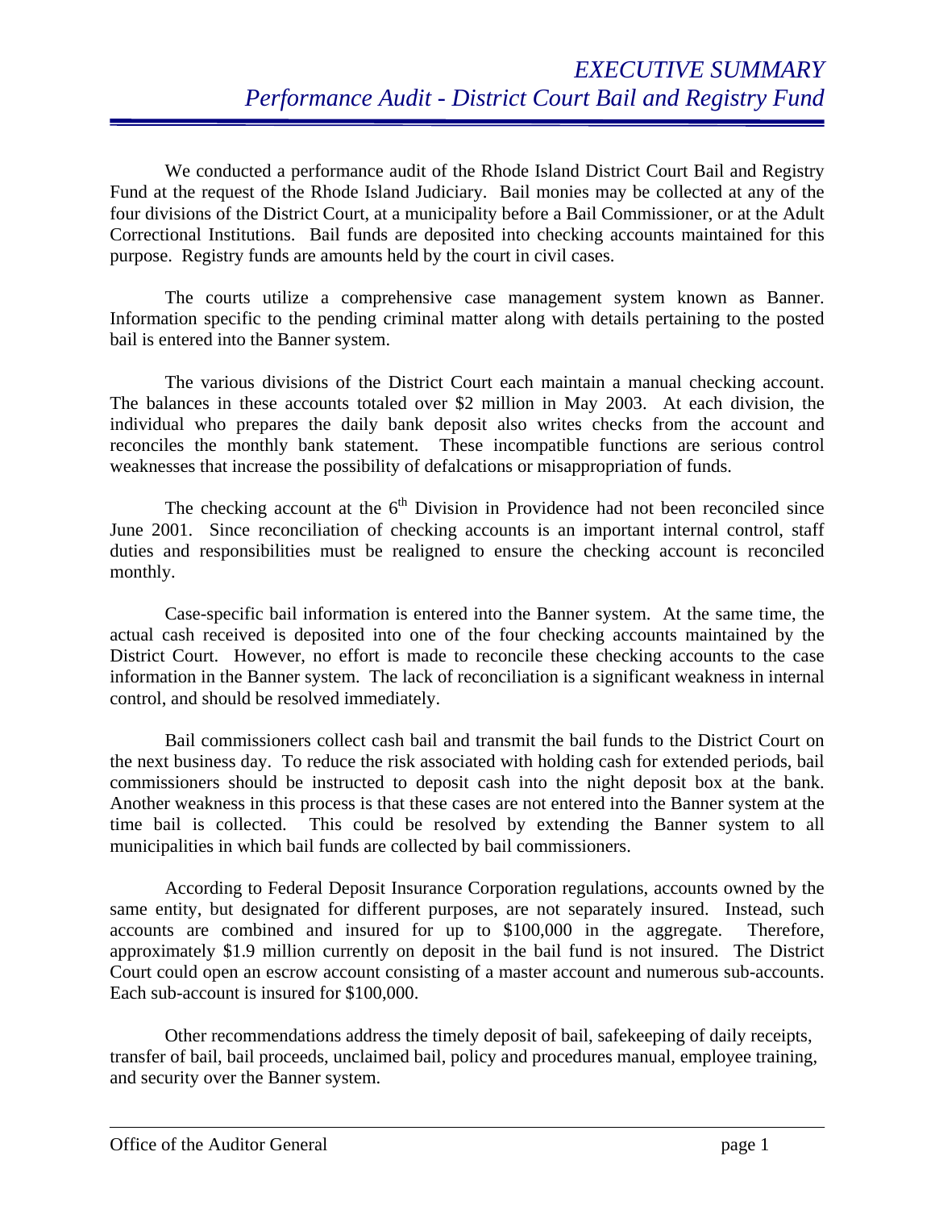# *EXECUTIVE SUMMARY*
## *Performance Audit - District Court Bail and Registry Fund*

We conducted a performance audit of the Rhode Island District Court Bail and Registry Fund at the request of the Rhode Island Judiciary. Bail monies may be collected at any of the four divisions of the District Court, at a municipality before a Bail Commissioner, or at the Adult Correctional Institutions. Bail funds are deposited into checking accounts maintained for this purpose. Registry funds are amounts held by the court in civil cases.

The courts utilize a comprehensive case management system known as Banner. Information specific to the pending criminal matter along with details pertaining to the posted bail is entered into the Banner system.

The various divisions of the District Court each maintain a manual checking account. The balances in these accounts totaled over $2 million in May 2003. At each division, the individual who prepares the daily bank deposit also writes checks from the account and reconciles the monthly bank statement. These incompatible functions are serious control weaknesses that increase the possibility of defalcations or misappropriation of funds.

The checking account at the 6th Division in Providence had not been reconciled since June 2001. Since reconciliation of checking accounts is an important internal control, staff duties and responsibilities must be realigned to ensure the checking account is reconciled monthly.

Case-specific bail information is entered into the Banner system. At the same time, the actual cash received is deposited into one of the four checking accounts maintained by the District Court. However, no effort is made to reconcile these checking accounts to the case information in the Banner system. The lack of reconciliation is a significant weakness in internal control, and should be resolved immediately.

Bail commissioners collect cash bail and transmit the bail funds to the District Court on the next business day. To reduce the risk associated with holding cash for extended periods, bail commissioners should be instructed to deposit cash into the night deposit box at the bank. Another weakness in this process is that these cases are not entered into the Banner system at the time bail is collected. This could be resolved by extending the Banner system to all municipalities in which bail funds are collected by bail commissioners.

According to Federal Deposit Insurance Corporation regulations, accounts owned by the same entity, but designated for different purposes, are not separately insured. Instead, such accounts are combined and insured for up to $100,000 in the aggregate. Therefore, approximately $1.9 million currently on deposit in the bail fund is not insured. The District Court could open an escrow account consisting of a master account and numerous sub-accounts. Each sub-account is insured for $100,000.

Other recommendations address the timely deposit of bail, safekeeping of daily receipts, transfer of bail, bail proceeds, unclaimed bail, policy and procedures manual, employee training, and security over the Banner system.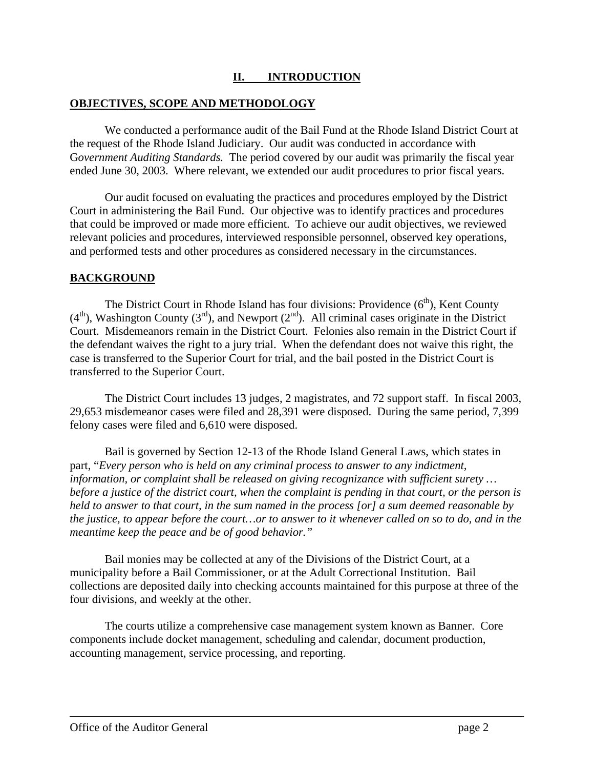# II. INTRODUCTION

## OBJECTIVES, SCOPE AND METHODOLOGY

We conducted a performance audit of the Bail Fund at the Rhode Island District Court at the request of the Rhode Island Judiciary. Our audit was conducted in accordance with G*overnment Auditing Standards.* The period covered by our audit was primarily the fiscal year ended June 30, 2003. Where relevant, we extended our audit procedures to prior fiscal years.

Our audit focused on evaluating the practices and procedures employed by the District Court in administering the Bail Fund. Our objective was to identify practices and procedures that could be improved or made more efficient. To achieve our audit objectives, we reviewed relevant policies and procedures, interviewed responsible personnel, observed key operations, and performed tests and other procedures as considered necessary in the circumstances.

## BACKGROUND

The District Court in Rhode Island has four divisions: Providence (6th), Kent County (4th), Washington County (3rd), and Newport (2nd). All criminal cases originate in the District Court. Misdemeanors remain in the District Court. Felonies also remain in the District Court if the defendant waives the right to a jury trial. When the defendant does not waive this right, the case is transferred to the Superior Court for trial, and the bail posted in the District Court is transferred to the Superior Court.

The District Court includes 13 judges, 2 magistrates, and 72 support staff. In fiscal 2003, 29,653 misdemeanor cases were filed and 28,391 were disposed. During the same period, 7,399 felony cases were filed and 6,610 were disposed.

Bail is governed by Section 12-13 of the Rhode Island General Laws, which states in part, "*Every person who is held on any criminal process to answer to any indictment, information, or complaint shall be released on giving recognizance with sufficient surety … before a justice of the district court, when the complaint is pending in that court, or the person is held to answer to that court, in the sum named in the process [or] a sum deemed reasonable by the justice, to appear before the court…or to answer to it whenever called on so to do, and in the meantime keep the peace and be of good behavior.*"

Bail monies may be collected at any of the Divisions of the District Court, at a municipality before a Bail Commissioner, or at the Adult Correctional Institution. Bail collections are deposited daily into checking accounts maintained for this purpose at three of the four divisions, and weekly at the other.

The courts utilize a comprehensive case management system known as Banner. Core components include docket management, scheduling and calendar, document production, accounting management, service processing, and reporting.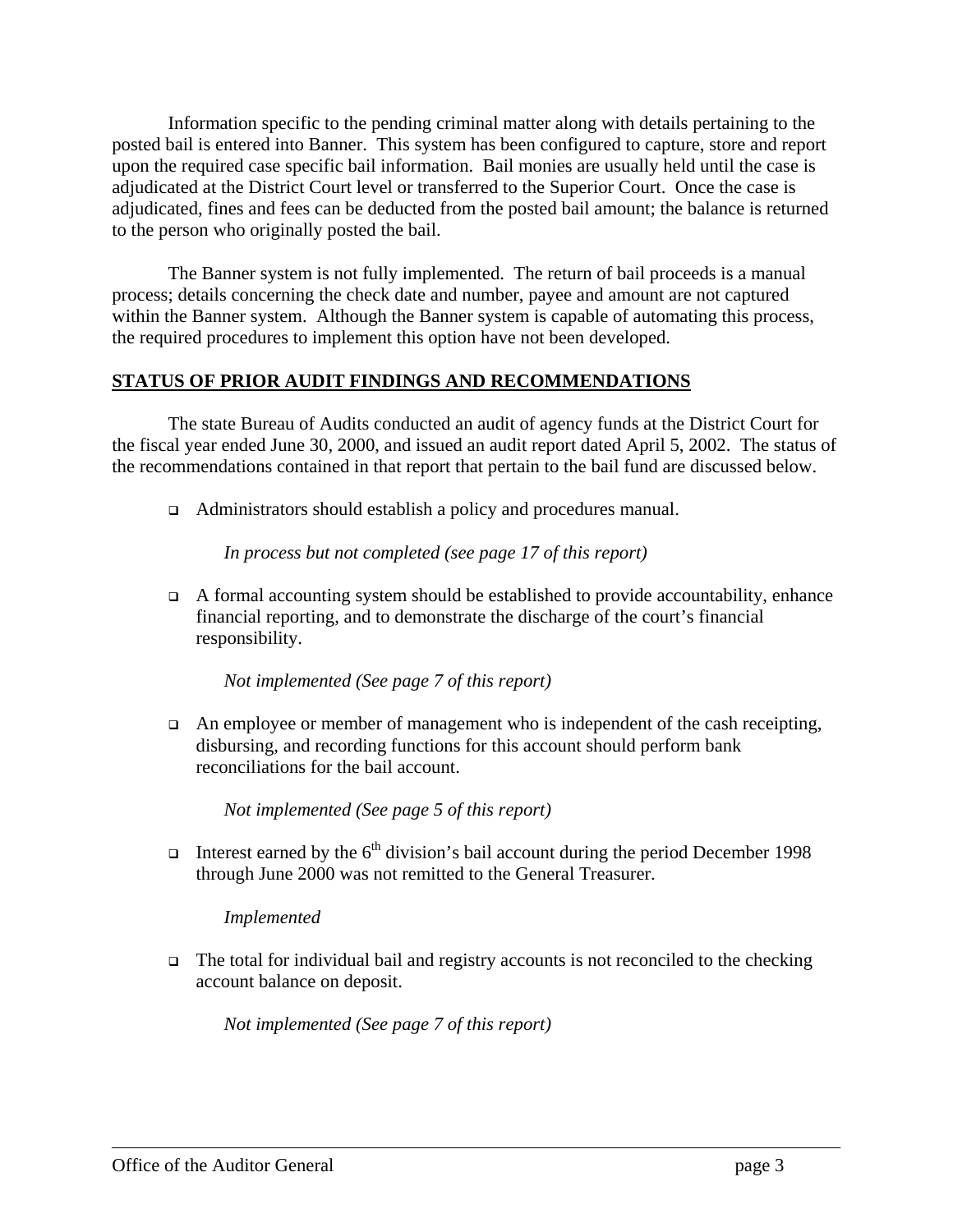Information specific to the pending criminal matter along with details pertaining to the posted bail is entered into Banner. This system has been configured to capture, store and report upon the required case specific bail information. Bail monies are usually held until the case is adjudicated at the District Court level or transferred to the Superior Court. Once the case is adjudicated, fines and fees can be deducted from the posted bail amount; the balance is returned to the person who originally posted the bail.

The Banner system is not fully implemented. The return of bail proceeds is a manual process; details concerning the check date and number, payee and amount are not captured within the Banner system. Although the Banner system is capable of automating this process, the required procedures to implement this option have not been developed.

## STATUS OF PRIOR AUDIT FINDINGS AND RECOMMENDATIONS

The state Bureau of Audits conducted an audit of agency funds at the District Court for the fiscal year ended June 30, 2000, and issued an audit report dated April 5, 2002. The status of the recommendations contained in that report that pertain to the bail fund are discussed below.

- Administrators should establish a policy and procedures manual.

  *In process but not completed (see page 17 of this report)*

- A formal accounting system should be established to provide accountability, enhance financial reporting, and to demonstrate the discharge of the court's financial responsibility.

  *Not implemented (See page 7 of this report)*

- An employee or member of management who is independent of the cash receipting, disbursing, and recording functions for this account should perform bank reconciliations for the bail account.

  *Not implemented (See page 5 of this report)*

- Interest earned by the 6th division's bail account during the period December 1998 through June 2000 was not remitted to the General Treasurer.

  *Implemented*

- The total for individual bail and registry accounts is not reconciled to the checking account balance on deposit.

  *Not implemented (See page 7 of this report)*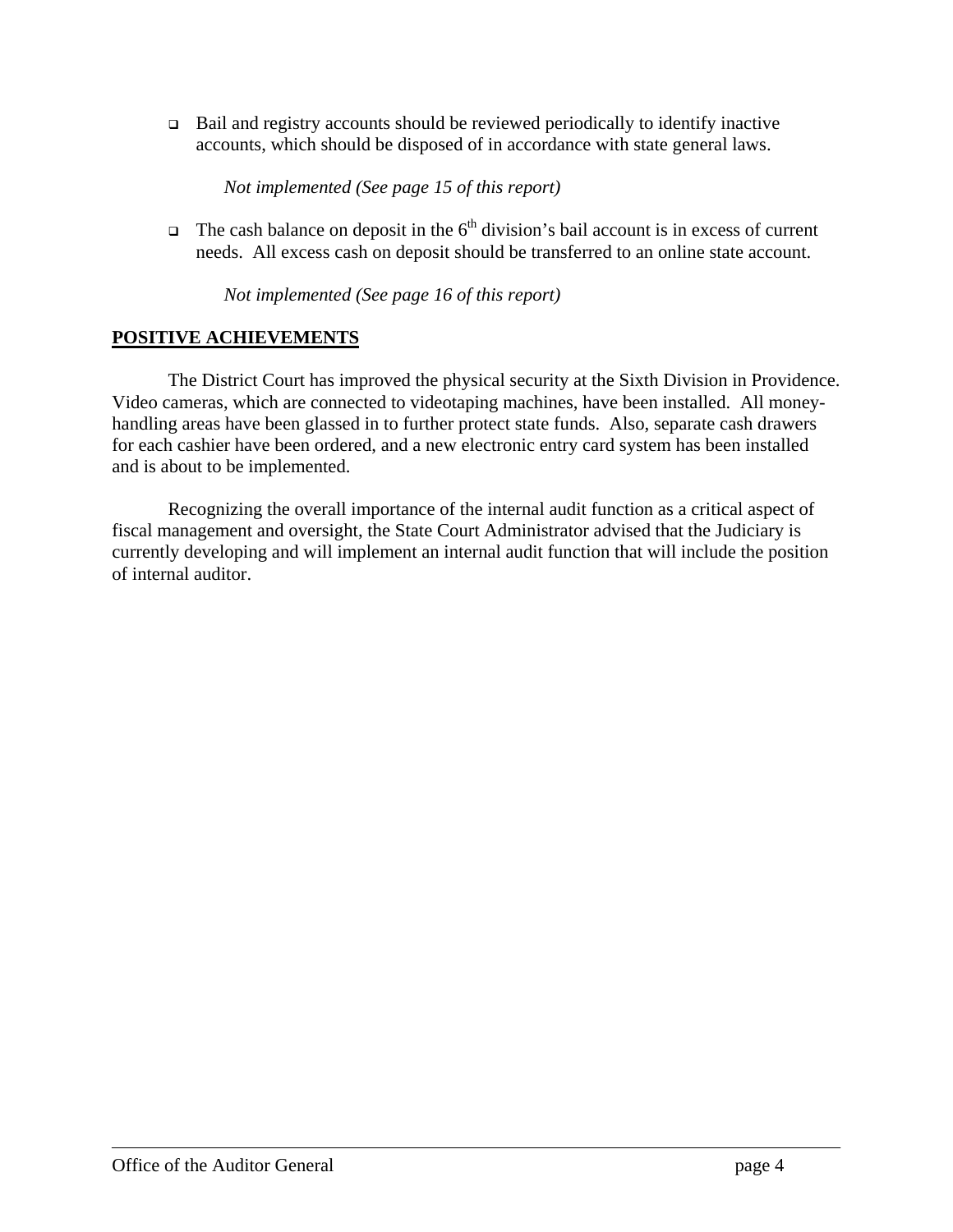- Bail and registry accounts should be reviewed periodically to identify inactive accounts, which should be disposed of in accordance with state general laws.

  *Not implemented (See page 15 of this report)*

- The cash balance on deposit in the 6th division's bail account is in excess of current needs. All excess cash on deposit should be transferred to an online state account.

  *Not implemented (See page 16 of this report)*

## POSITIVE ACHIEVEMENTS

The District Court has improved the physical security at the Sixth Division in Providence. Video cameras, which are connected to videotaping machines, have been installed. All money-handling areas have been glassed in to further protect state funds. Also, separate cash drawers for each cashier have been ordered, and a new electronic entry card system has been installed and is about to be implemented.

Recognizing the overall importance of the internal audit function as a critical aspect of fiscal management and oversight, the State Court Administrator advised that the Judiciary is currently developing and will implement an internal audit function that will include the position of internal auditor.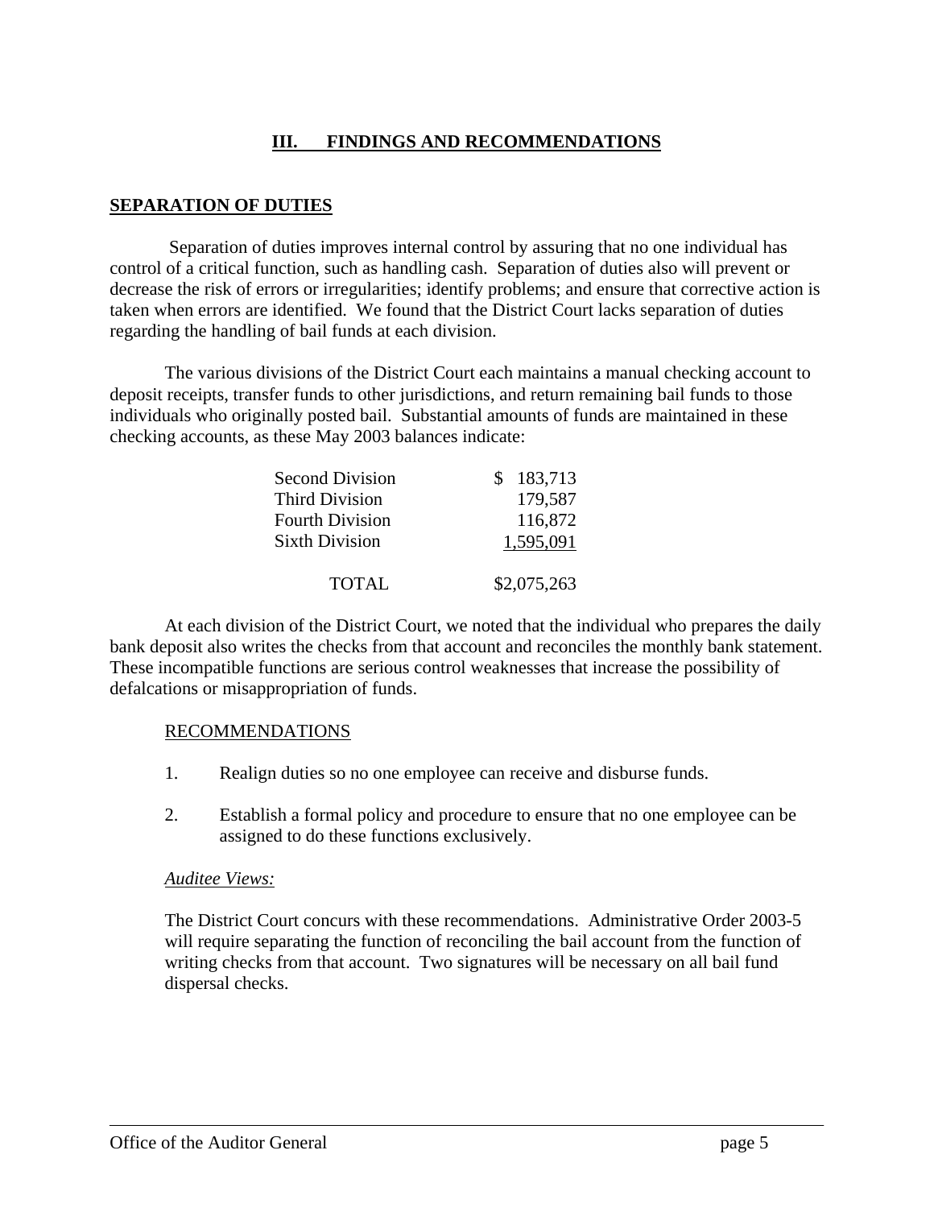# III. FINDINGS AND RECOMMENDATIONS

## SEPARATION OF DUTIES

Separation of duties improves internal control by assuring that no one individual has control of a critical function, such as handling cash. Separation of duties also will prevent or decrease the risk of errors or irregularities; identify problems; and ensure that corrective action is taken when errors are identified. We found that the District Court lacks separation of duties regarding the handling of bail funds at each division.

The various divisions of the District Court each maintains a manual checking account to deposit receipts, transfer funds to other jurisdictions, and return remaining bail funds to those individuals who originally posted bail. Substantial amounts of funds are maintained in these checking accounts, as these May 2003 balances indicate:

| Division | Balance |
|---|---|
| Second Division | $ 183,713 |
| Third Division | 179,587 |
| Fourth Division | 116,872 |
| Sixth Division | 1,595,091 |
| TOTAL | $2,075,263 |

At each division of the District Court, we noted that the individual who prepares the daily bank deposit also writes the checks from that account and reconciles the monthly bank statement. These incompatible functions are serious control weaknesses that increase the possibility of defalcations or misappropriation of funds.

RECOMMENDATIONS

1. Realign duties so no one employee can receive and disburse funds.
2. Establish a formal policy and procedure to ensure that no one employee can be assigned to do these functions exclusively.

*Auditee Views:*

The District Court concurs with these recommendations. Administrative Order 2003-5 will require separating the function of reconciling the bail account from the function of writing checks from that account. Two signatures will be necessary on all bail fund dispersal checks.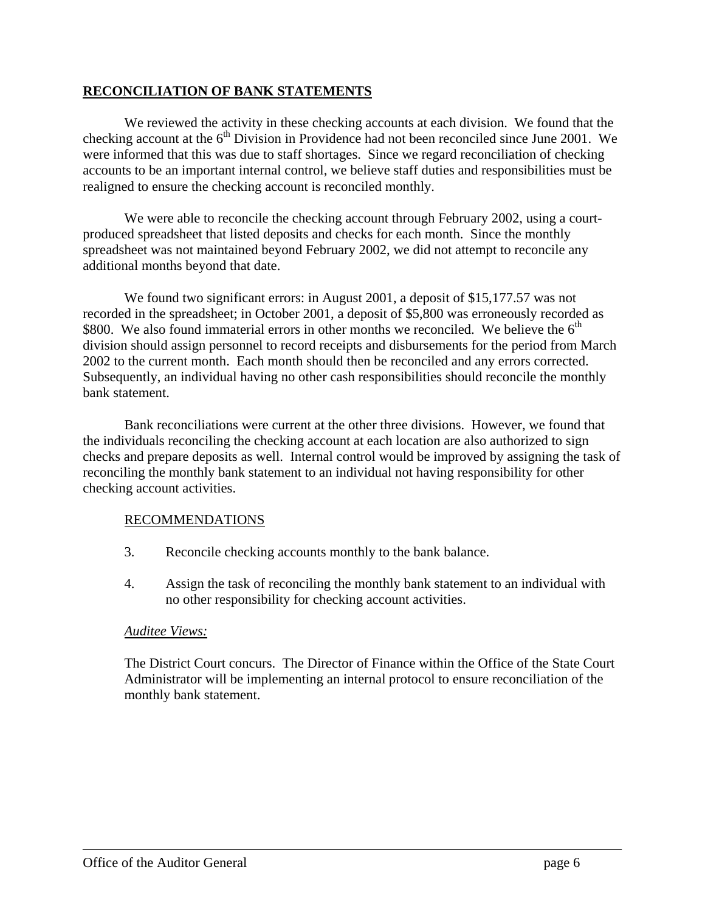## **RECONCILIATION OF BANK STATEMENTS**

We reviewed the activity in these checking accounts at each division. We found that the checking account at the 6th Division in Providence had not been reconciled since June 2001. We were informed that this was due to staff shortages. Since we regard reconciliation of checking accounts to be an important internal control, we believe staff duties and responsibilities must be realigned to ensure the checking account is reconciled monthly.

We were able to reconcile the checking account through February 2002, using a court-produced spreadsheet that listed deposits and checks for each month. Since the monthly spreadsheet was not maintained beyond February 2002, we did not attempt to reconcile any additional months beyond that date.

We found two significant errors: in August 2001, a deposit of $15,177.57 was not recorded in the spreadsheet; in October 2001, a deposit of $5,800 was erroneously recorded as $800. We also found immaterial errors in other months we reconciled. We believe the 6th division should assign personnel to record receipts and disbursements for the period from March 2002 to the current month. Each month should then be reconciled and any errors corrected. Subsequently, an individual having no other cash responsibilities should reconcile the monthly bank statement.

Bank reconciliations were current at the other three divisions. However, we found that the individuals reconciling the checking account at each location are also authorized to sign checks and prepare deposits as well. Internal control would be improved by assigning the task of reconciling the monthly bank statement to an individual not having responsibility for other checking account activities.

RECOMMENDATIONS

3. Reconcile checking accounts monthly to the bank balance.

4. Assign the task of reconciling the monthly bank statement to an individual with no other responsibility for checking account activities.

*Auditee Views:*

The District Court concurs. The Director of Finance within the Office of the State Court Administrator will be implementing an internal protocol to ensure reconciliation of the monthly bank statement.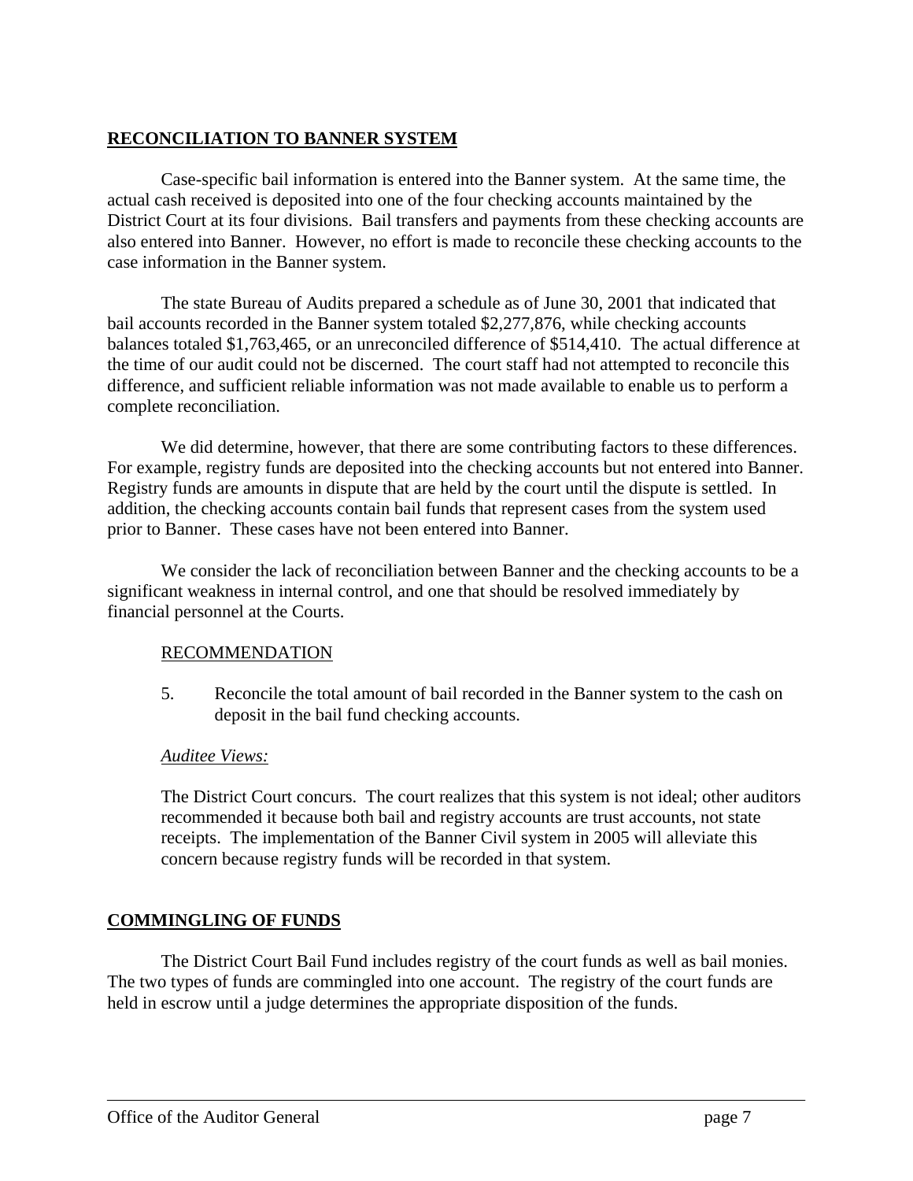## RECONCILIATION TO BANNER SYSTEM

Case-specific bail information is entered into the Banner system. At the same time, the actual cash received is deposited into one of the four checking accounts maintained by the District Court at its four divisions. Bail transfers and payments from these checking accounts are also entered into Banner. However, no effort is made to reconcile these checking accounts to the case information in the Banner system.

The state Bureau of Audits prepared a schedule as of June 30, 2001 that indicated that bail accounts recorded in the Banner system totaled $2,277,876, while checking accounts balances totaled $1,763,465, or an unreconciled difference of $514,410. The actual difference at the time of our audit could not be discerned. The court staff had not attempted to reconcile this difference, and sufficient reliable information was not made available to enable us to perform a complete reconciliation.

We did determine, however, that there are some contributing factors to these differences. For example, registry funds are deposited into the checking accounts but not entered into Banner. Registry funds are amounts in dispute that are held by the court until the dispute is settled. In addition, the checking accounts contain bail funds that represent cases from the system used prior to Banner. These cases have not been entered into Banner.

We consider the lack of reconciliation between Banner and the checking accounts to be a significant weakness in internal control, and one that should be resolved immediately by financial personnel at the Courts.

### RECOMMENDATION

5. Reconcile the total amount of bail recorded in the Banner system to the cash on deposit in the bail fund checking accounts.

*Auditee Views:*

The District Court concurs. The court realizes that this system is not ideal; other auditors recommended it because both bail and registry accounts are trust accounts, not state receipts. The implementation of the Banner Civil system in 2005 will alleviate this concern because registry funds will be recorded in that system.

## COMMINGLING OF FUNDS

The District Court Bail Fund includes registry of the court funds as well as bail monies. The two types of funds are commingled into one account. The registry of the court funds are held in escrow until a judge determines the appropriate disposition of the funds.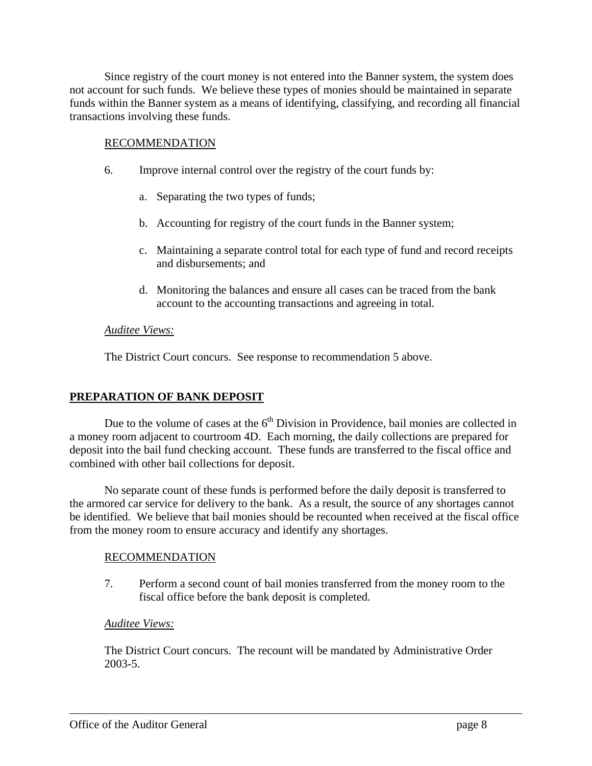Since registry of the court money is not entered into the Banner system, the system does not account for such funds. We believe these types of monies should be maintained in separate funds within the Banner system as a means of identifying, classifying, and recording all financial transactions involving these funds.

RECOMMENDATION

6. Improve internal control over the registry of the court funds by:

   a. Separating the two types of funds;

   b. Accounting for registry of the court funds in the Banner system;

   c. Maintaining a separate control total for each type of fund and record receipts and disbursements; and

   d. Monitoring the balances and ensure all cases can be traced from the bank account to the accounting transactions and agreeing in total.

*Auditee Views:*

The District Court concurs. See response to recommendation 5 above.

## PREPARATION OF BANK DEPOSIT

Due to the volume of cases at the 6th Division in Providence, bail monies are collected in a money room adjacent to courtroom 4D. Each morning, the daily collections are prepared for deposit into the bail fund checking account. These funds are transferred to the fiscal office and combined with other bail collections for deposit.

No separate count of these funds is performed before the daily deposit is transferred to the armored car service for delivery to the bank. As a result, the source of any shortages cannot be identified. We believe that bail monies should be recounted when received at the fiscal office from the money room to ensure accuracy and identify any shortages.

RECOMMENDATION

7. Perform a second count of bail monies transferred from the money room to the fiscal office before the bank deposit is completed.

*Auditee Views:*

The District Court concurs. The recount will be mandated by Administrative Order 2003-5.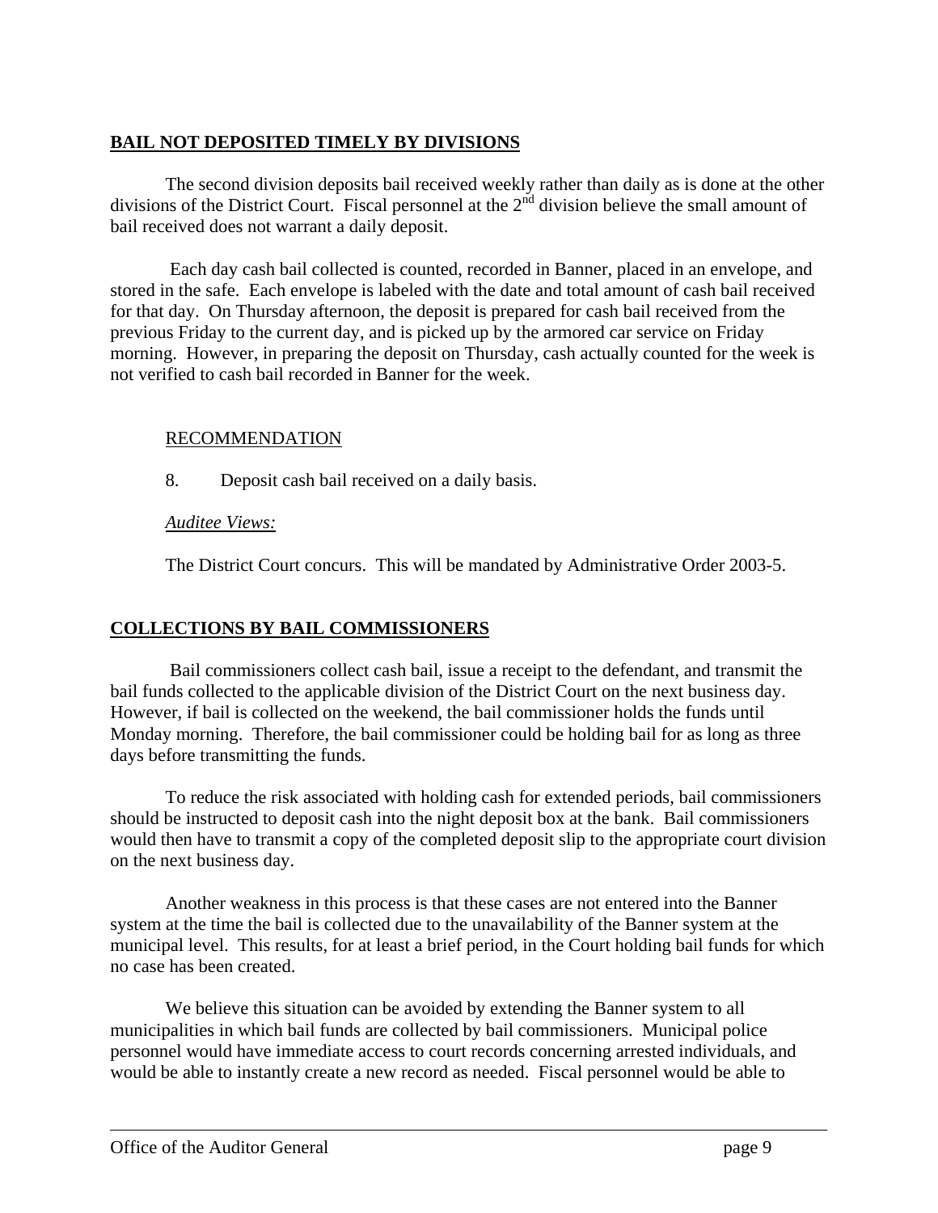## BAIL NOT DEPOSITED TIMELY BY DIVISIONS

The second division deposits bail received weekly rather than daily as is done at the other divisions of the District Court. Fiscal personnel at the 2nd division believe the small amount of bail received does not warrant a daily deposit.

Each day cash bail collected is counted, recorded in Banner, placed in an envelope, and stored in the safe. Each envelope is labeled with the date and total amount of cash bail received for that day. On Thursday afternoon, the deposit is prepared for cash bail received from the previous Friday to the current day, and is picked up by the armored car service on Friday morning. However, in preparing the deposit on Thursday, cash actually counted for the week is not verified to cash bail recorded in Banner for the week.

RECOMMENDATION

8. Deposit cash bail received on a daily basis.

*Auditee Views:*

The District Court concurs. This will be mandated by Administrative Order 2003-5.

## COLLECTIONS BY BAIL COMMISSIONERS

Bail commissioners collect cash bail, issue a receipt to the defendant, and transmit the bail funds collected to the applicable division of the District Court on the next business day. However, if bail is collected on the weekend, the bail commissioner holds the funds until Monday morning. Therefore, the bail commissioner could be holding bail for as long as three days before transmitting the funds.

To reduce the risk associated with holding cash for extended periods, bail commissioners should be instructed to deposit cash into the night deposit box at the bank. Bail commissioners would then have to transmit a copy of the completed deposit slip to the appropriate court division on the next business day.

Another weakness in this process is that these cases are not entered into the Banner system at the time the bail is collected due to the unavailability of the Banner system at the municipal level. This results, for at least a brief period, in the Court holding bail funds for which no case has been created.

We believe this situation can be avoided by extending the Banner system to all municipalities in which bail funds are collected by bail commissioners. Municipal police personnel would have immediate access to court records concerning arrested individuals, and would be able to instantly create a new record as needed. Fiscal personnel would be able to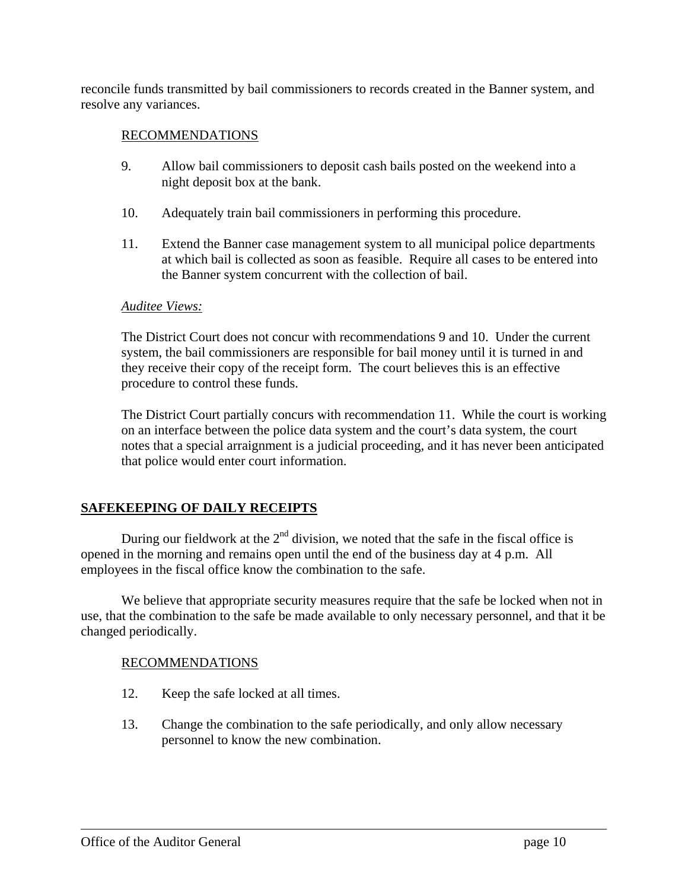reconcile funds transmitted by bail commissioners to records created in the Banner system, and resolve any variances.

RECOMMENDATIONS

9. Allow bail commissioners to deposit cash bails posted on the weekend into a night deposit box at the bank.

10. Adequately train bail commissioners in performing this procedure.

11. Extend the Banner case management system to all municipal police departments at which bail is collected as soon as feasible. Require all cases to be entered into the Banner system concurrent with the collection of bail.

*Auditee Views:*

The District Court does not concur with recommendations 9 and 10. Under the current system, the bail commissioners are responsible for bail money until it is turned in and they receive their copy of the receipt form. The court believes this is an effective procedure to control these funds.

The District Court partially concurs with recommendation 11. While the court is working on an interface between the police data system and the court's data system, the court notes that a special arraignment is a judicial proceeding, and it has never been anticipated that police would enter court information.

## SAFEKEEPING OF DAILY RECEIPTS

During our fieldwork at the 2nd division, we noted that the safe in the fiscal office is opened in the morning and remains open until the end of the business day at 4 p.m. All employees in the fiscal office know the combination to the safe.

We believe that appropriate security measures require that the safe be locked when not in use, that the combination to the safe be made available to only necessary personnel, and that it be changed periodically.

RECOMMENDATIONS

12. Keep the safe locked at all times.

13. Change the combination to the safe periodically, and only allow necessary personnel to know the new combination.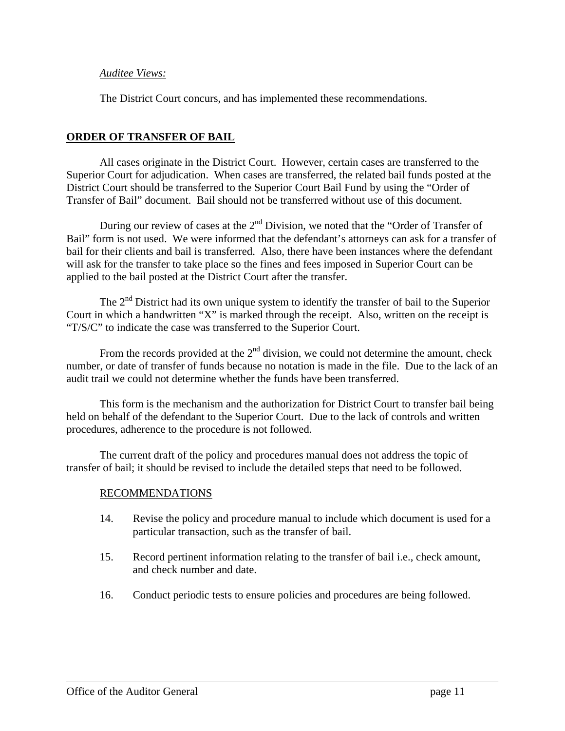*Auditee Views:*

The District Court concurs, and has implemented these recommendations.

## ORDER OF TRANSFER OF BAIL

All cases originate in the District Court. However, certain cases are transferred to the Superior Court for adjudication. When cases are transferred, the related bail funds posted at the District Court should be transferred to the Superior Court Bail Fund by using the "Order of Transfer of Bail" document. Bail should not be transferred without use of this document.

During our review of cases at the 2nd Division, we noted that the "Order of Transfer of Bail" form is not used. We were informed that the defendant's attorneys can ask for a transfer of bail for their clients and bail is transferred. Also, there have been instances where the defendant will ask for the transfer to take place so the fines and fees imposed in Superior Court can be applied to the bail posted at the District Court after the transfer.

The 2nd District had its own unique system to identify the transfer of bail to the Superior Court in which a handwritten "X" is marked through the receipt. Also, written on the receipt is "T/S/C" to indicate the case was transferred to the Superior Court.

From the records provided at the 2nd division, we could not determine the amount, check number, or date of transfer of funds because no notation is made in the file. Due to the lack of an audit trail we could not determine whether the funds have been transferred.

This form is the mechanism and the authorization for District Court to transfer bail being held on behalf of the defendant to the Superior Court. Due to the lack of controls and written procedures, adherence to the procedure is not followed.

The current draft of the policy and procedures manual does not address the topic of transfer of bail; it should be revised to include the detailed steps that need to be followed.

RECOMMENDATIONS

14. Revise the policy and procedure manual to include which document is used for a particular transaction, such as the transfer of bail.

15. Record pertinent information relating to the transfer of bail i.e., check amount, and check number and date.

16. Conduct periodic tests to ensure policies and procedures are being followed.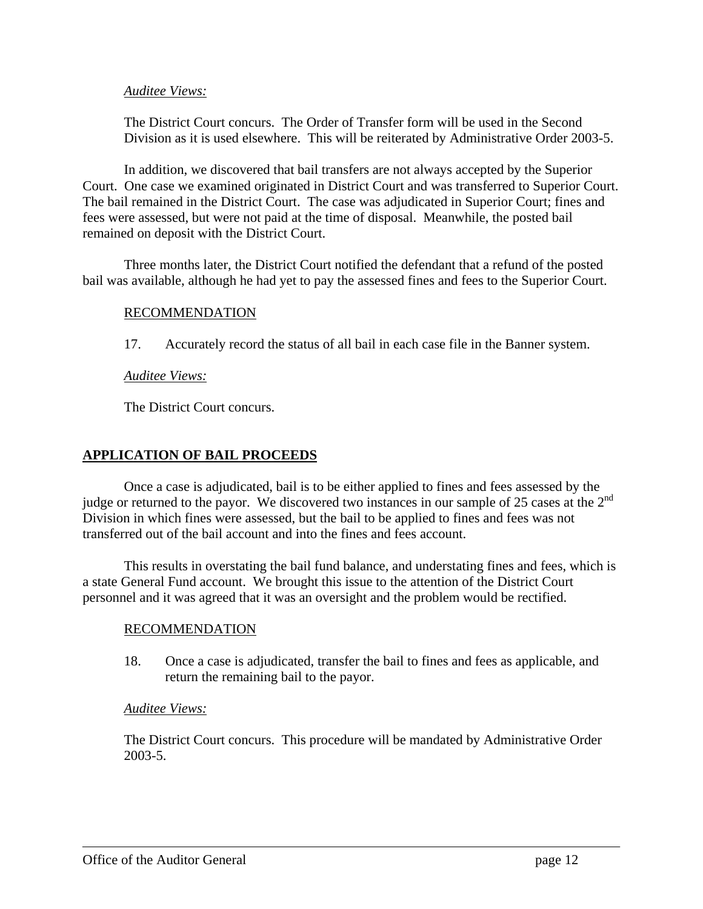*Auditee Views:*

The District Court concurs. The Order of Transfer form will be used in the Second Division as it is used elsewhere. This will be reiterated by Administrative Order 2003-5.

In addition, we discovered that bail transfers are not always accepted by the Superior Court. One case we examined originated in District Court and was transferred to Superior Court. The bail remained in the District Court. The case was adjudicated in Superior Court; fines and fees were assessed, but were not paid at the time of disposal. Meanwhile, the posted bail remained on deposit with the District Court.

Three months later, the District Court notified the defendant that a refund of the posted bail was available, although he had yet to pay the assessed fines and fees to the Superior Court.

RECOMMENDATION

17. Accurately record the status of all bail in each case file in the Banner system.

*Auditee Views:*

The District Court concurs.

## APPLICATION OF BAIL PROCEEDS

Once a case is adjudicated, bail is to be either applied to fines and fees assessed by the judge or returned to the payor. We discovered two instances in our sample of 25 cases at the 2nd Division in which fines were assessed, but the bail to be applied to fines and fees was not transferred out of the bail account and into the fines and fees account.

This results in overstating the bail fund balance, and understating fines and fees, which is a state General Fund account. We brought this issue to the attention of the District Court personnel and it was agreed that it was an oversight and the problem would be rectified.

RECOMMENDATION

18. Once a case is adjudicated, transfer the bail to fines and fees as applicable, and return the remaining bail to the payor.

*Auditee Views:*

The District Court concurs. This procedure will be mandated by Administrative Order 2003-5.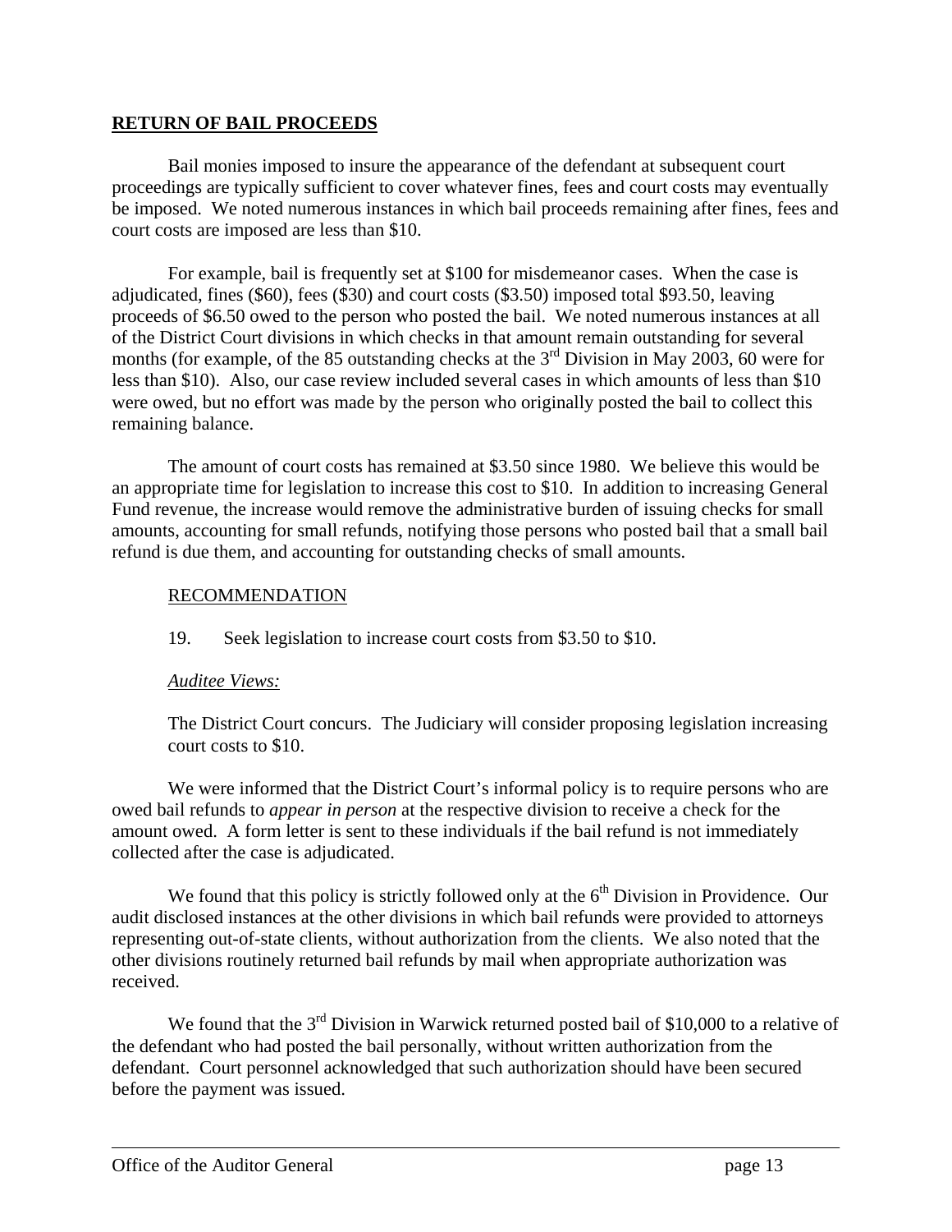## RETURN OF BAIL PROCEEDS

Bail monies imposed to insure the appearance of the defendant at subsequent court proceedings are typically sufficient to cover whatever fines, fees and court costs may eventually be imposed. We noted numerous instances in which bail proceeds remaining after fines, fees and court costs are imposed are less than $10.

For example, bail is frequently set at $100 for misdemeanor cases. When the case is adjudicated, fines ($60), fees ($30) and court costs ($3.50) imposed total $93.50, leaving proceeds of $6.50 owed to the person who posted the bail. We noted numerous instances at all of the District Court divisions in which checks in that amount remain outstanding for several months (for example, of the 85 outstanding checks at the 3rd Division in May 2003, 60 were for less than $10). Also, our case review included several cases in which amounts of less than $10 were owed, but no effort was made by the person who originally posted the bail to collect this remaining balance.

The amount of court costs has remained at $3.50 since 1980. We believe this would be an appropriate time for legislation to increase this cost to $10. In addition to increasing General Fund revenue, the increase would remove the administrative burden of issuing checks for small amounts, accounting for small refunds, notifying those persons who posted bail that a small bail refund is due them, and accounting for outstanding checks of small amounts.

RECOMMENDATION

19. Seek legislation to increase court costs from $3.50 to $10.

*Auditee Views:*

The District Court concurs. The Judiciary will consider proposing legislation increasing court costs to $10.

We were informed that the District Court's informal policy is to require persons who are owed bail refunds to *appear in person* at the respective division to receive a check for the amount owed. A form letter is sent to these individuals if the bail refund is not immediately collected after the case is adjudicated.

We found that this policy is strictly followed only at the 6th Division in Providence. Our audit disclosed instances at the other divisions in which bail refunds were provided to attorneys representing out-of-state clients, without authorization from the clients. We also noted that the other divisions routinely returned bail refunds by mail when appropriate authorization was received.

We found that the 3rd Division in Warwick returned posted bail of $10,000 to a relative of the defendant who had posted the bail personally, without written authorization from the defendant. Court personnel acknowledged that such authorization should have been secured before the payment was issued.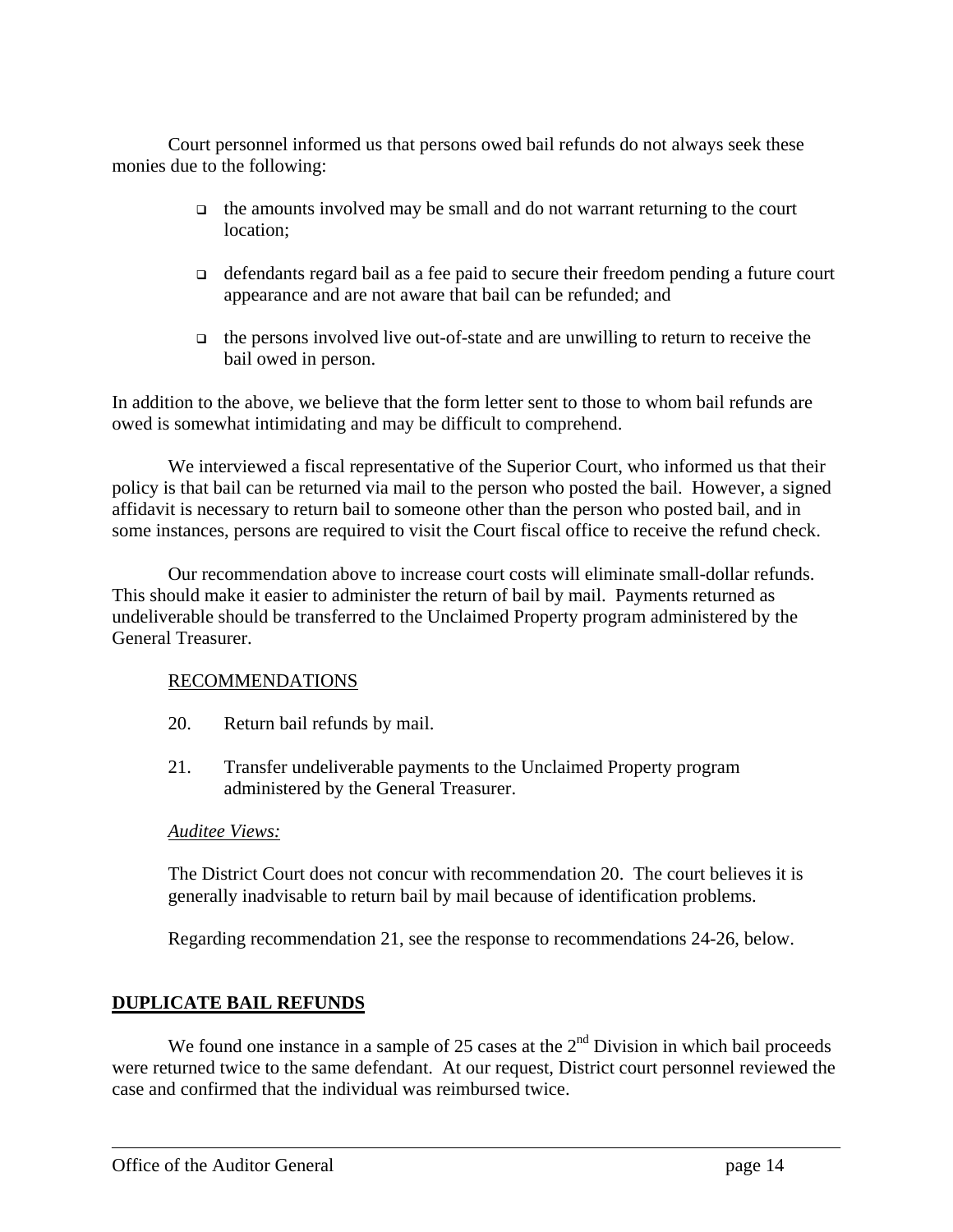Court personnel informed us that persons owed bail refunds do not always seek these monies due to the following:

- the amounts involved may be small and do not warrant returning to the court location;
- defendants regard bail as a fee paid to secure their freedom pending a future court appearance and are not aware that bail can be refunded; and
- the persons involved live out-of-state and are unwilling to return to receive the bail owed in person.

In addition to the above, we believe that the form letter sent to those to whom bail refunds are owed is somewhat intimidating and may be difficult to comprehend.

We interviewed a fiscal representative of the Superior Court, who informed us that their policy is that bail can be returned via mail to the person who posted the bail. However, a signed affidavit is necessary to return bail to someone other than the person who posted bail, and in some instances, persons are required to visit the Court fiscal office to receive the refund check.

Our recommendation above to increase court costs will eliminate small-dollar refunds. This should make it easier to administer the return of bail by mail. Payments returned as undeliverable should be transferred to the Unclaimed Property program administered by the General Treasurer.

RECOMMENDATIONS

20. Return bail refunds by mail.

21. Transfer undeliverable payments to the Unclaimed Property program administered by the General Treasurer.

*Auditee Views:*

The District Court does not concur with recommendation 20. The court believes it is generally inadvisable to return bail by mail because of identification problems.

Regarding recommendation 21, see the response to recommendations 24-26, below.

## DUPLICATE BAIL REFUNDS

We found one instance in a sample of 25 cases at the 2nd Division in which bail proceeds were returned twice to the same defendant. At our request, District court personnel reviewed the case and confirmed that the individual was reimbursed twice.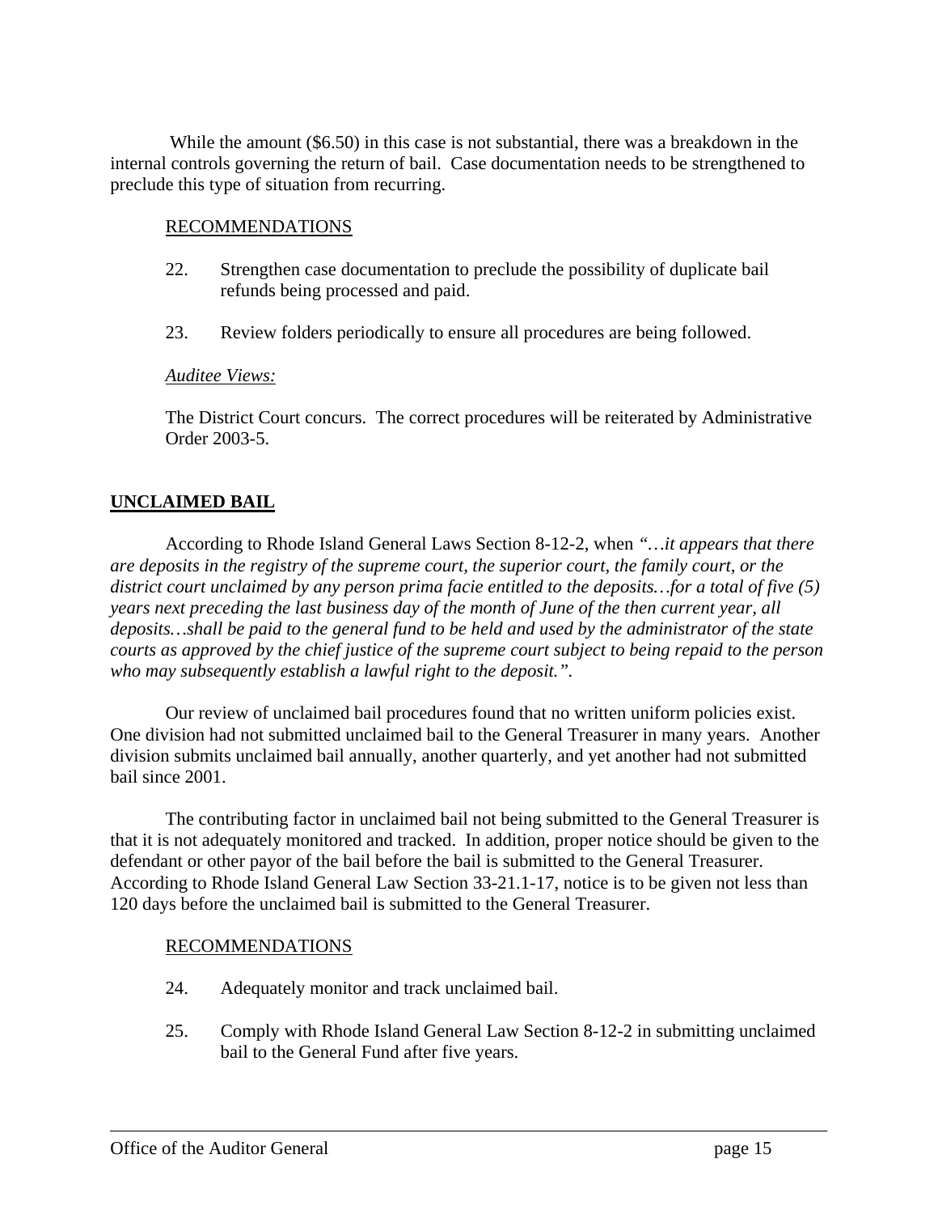While the amount ($6.50) in this case is not substantial, there was a breakdown in the internal controls governing the return of bail. Case documentation needs to be strengthened to preclude this type of situation from recurring.

RECOMMENDATIONS

22. Strengthen case documentation to preclude the possibility of duplicate bail refunds being processed and paid.

23. Review folders periodically to ensure all procedures are being followed.

*Auditee Views:*

The District Court concurs. The correct procedures will be reiterated by Administrative Order 2003-5.

## UNCLAIMED BAIL

According to Rhode Island General Laws Section 8-12-2, when *"…it appears that there are deposits in the registry of the supreme court, the superior court, the family court, or the district court unclaimed by any person prima facie entitled to the deposits…for a total of five (5) years next preceding the last business day of the month of June of the then current year, all deposits…shall be paid to the general fund to be held and used by the administrator of the state courts as approved by the chief justice of the supreme court subject to being repaid to the person who may subsequently establish a lawful right to the deposit."*.

Our review of unclaimed bail procedures found that no written uniform policies exist. One division had not submitted unclaimed bail to the General Treasurer in many years. Another division submits unclaimed bail annually, another quarterly, and yet another had not submitted bail since 2001.

The contributing factor in unclaimed bail not being submitted to the General Treasurer is that it is not adequately monitored and tracked. In addition, proper notice should be given to the defendant or other payor of the bail before the bail is submitted to the General Treasurer. According to Rhode Island General Law Section 33-21.1-17, notice is to be given not less than 120 days before the unclaimed bail is submitted to the General Treasurer.

RECOMMENDATIONS

24. Adequately monitor and track unclaimed bail.

25. Comply with Rhode Island General Law Section 8-12-2 in submitting unclaimed bail to the General Fund after five years.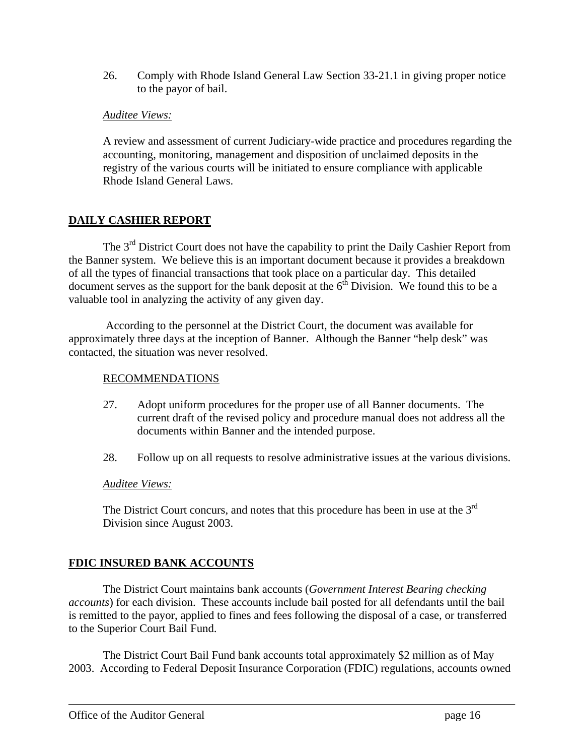26. Comply with Rhode Island General Law Section 33-21.1 in giving proper notice to the payor of bail.

*Auditee Views:*

A review and assessment of current Judiciary-wide practice and procedures regarding the accounting, monitoring, management and disposition of unclaimed deposits in the registry of the various courts will be initiated to ensure compliance with applicable Rhode Island General Laws.

## DAILY CASHIER REPORT

The 3rd District Court does not have the capability to print the Daily Cashier Report from the Banner system. We believe this is an important document because it provides a breakdown of all the types of financial transactions that took place on a particular day. This detailed document serves as the support for the bank deposit at the 6th Division. We found this to be a valuable tool in analyzing the activity of any given day.

According to the personnel at the District Court, the document was available for approximately three days at the inception of Banner. Although the Banner "help desk" was contacted, the situation was never resolved.

RECOMMENDATIONS

27. Adopt uniform procedures for the proper use of all Banner documents. The current draft of the revised policy and procedure manual does not address all the documents within Banner and the intended purpose.

28. Follow up on all requests to resolve administrative issues at the various divisions.

*Auditee Views:*

The District Court concurs, and notes that this procedure has been in use at the 3rd Division since August 2003.

## FDIC INSURED BANK ACCOUNTS

The District Court maintains bank accounts (*Government Interest Bearing checking accounts*) for each division. These accounts include bail posted for all defendants until the bail is remitted to the payor, applied to fines and fees following the disposal of a case, or transferred to the Superior Court Bail Fund.

The District Court Bail Fund bank accounts total approximately $2 million as of May 2003. According to Federal Deposit Insurance Corporation (FDIC) regulations, accounts owned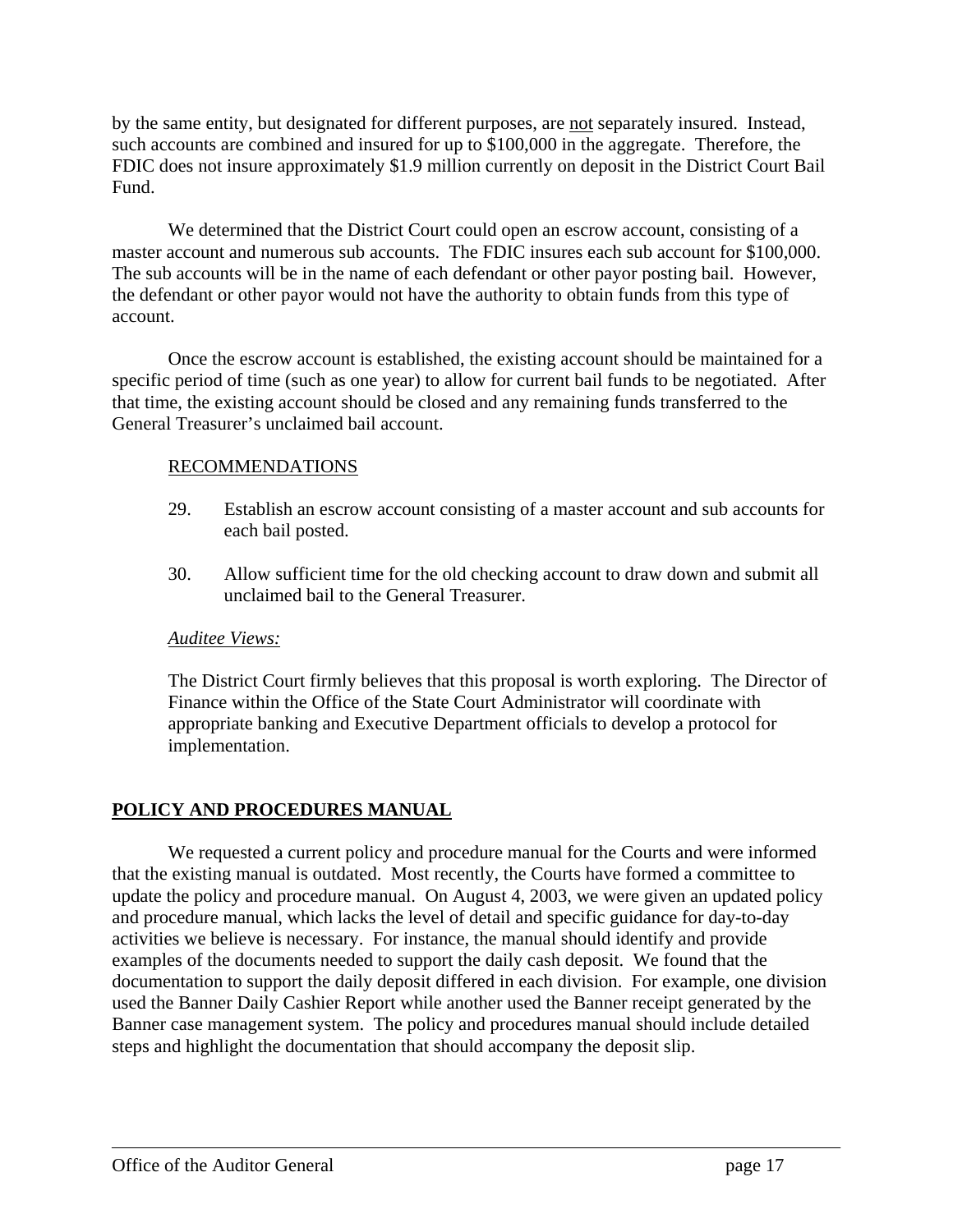by the same entity, but designated for different purposes, are not separately insured. Instead, such accounts are combined and insured for up to $100,000 in the aggregate. Therefore, the FDIC does not insure approximately $1.9 million currently on deposit in the District Court Bail Fund.

We determined that the District Court could open an escrow account, consisting of a master account and numerous sub accounts. The FDIC insures each sub account for $100,000. The sub accounts will be in the name of each defendant or other payor posting bail. However, the defendant or other payor would not have the authority to obtain funds from this type of account.

Once the escrow account is established, the existing account should be maintained for a specific period of time (such as one year) to allow for current bail funds to be negotiated. After that time, the existing account should be closed and any remaining funds transferred to the General Treasurer's unclaimed bail account.

RECOMMENDATIONS

29. Establish an escrow account consisting of a master account and sub accounts for each bail posted.

30. Allow sufficient time for the old checking account to draw down and submit all unclaimed bail to the General Treasurer.

*Auditee Views:*

The District Court firmly believes that this proposal is worth exploring. The Director of Finance within the Office of the State Court Administrator will coordinate with appropriate banking and Executive Department officials to develop a protocol for implementation.

## POLICY AND PROCEDURES MANUAL

We requested a current policy and procedure manual for the Courts and were informed that the existing manual is outdated. Most recently, the Courts have formed a committee to update the policy and procedure manual. On August 4, 2003, we were given an updated policy and procedure manual, which lacks the level of detail and specific guidance for day-to-day activities we believe is necessary. For instance, the manual should identify and provide examples of the documents needed to support the daily cash deposit. We found that the documentation to support the daily deposit differed in each division. For example, one division used the Banner Daily Cashier Report while another used the Banner receipt generated by the Banner case management system. The policy and procedures manual should include detailed steps and highlight the documentation that should accompany the deposit slip.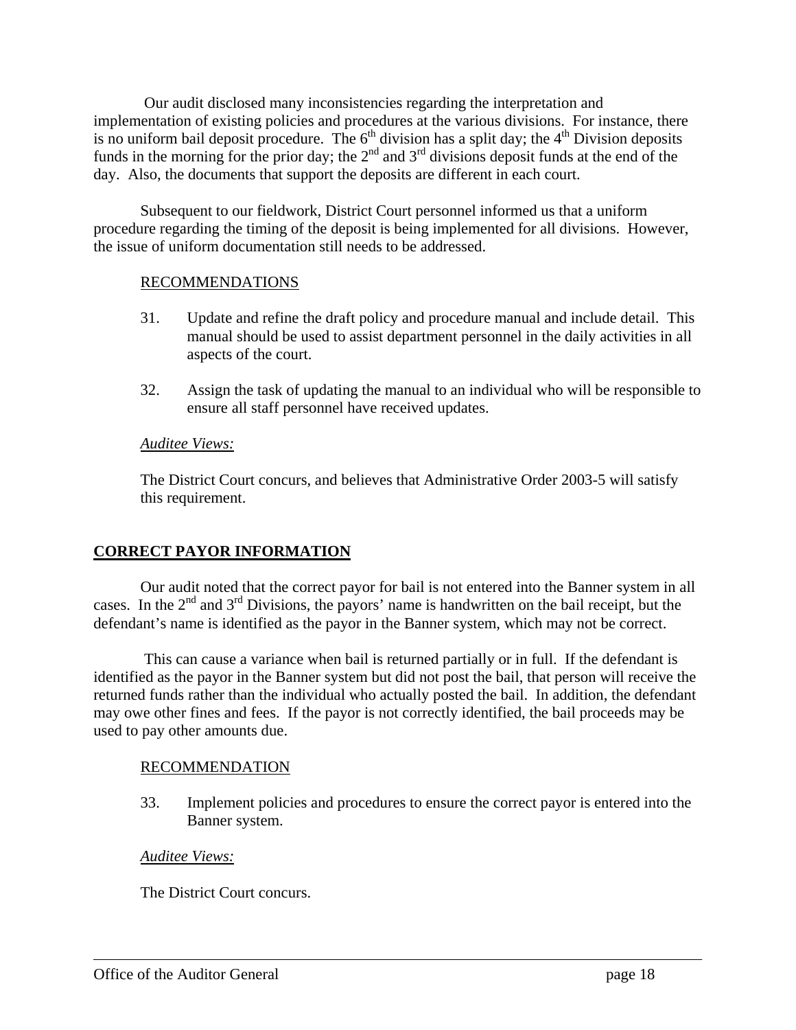Our audit disclosed many inconsistencies regarding the interpretation and implementation of existing policies and procedures at the various divisions. For instance, there is no uniform bail deposit procedure. The 6th division has a split day; the 4th Division deposits funds in the morning for the prior day; the 2nd and 3rd divisions deposit funds at the end of the day. Also, the documents that support the deposits are different in each court.

Subsequent to our fieldwork, District Court personnel informed us that a uniform procedure regarding the timing of the deposit is being implemented for all divisions. However, the issue of uniform documentation still needs to be addressed.

RECOMMENDATIONS

31. Update and refine the draft policy and procedure manual and include detail. This manual should be used to assist department personnel in the daily activities in all aspects of the court.

32. Assign the task of updating the manual to an individual who will be responsible to ensure all staff personnel have received updates.

*Auditee Views:*

The District Court concurs, and believes that Administrative Order 2003-5 will satisfy this requirement.

## CORRECT PAYOR INFORMATION

Our audit noted that the correct payor for bail is not entered into the Banner system in all cases. In the 2nd and 3rd Divisions, the payors' name is handwritten on the bail receipt, but the defendant's name is identified as the payor in the Banner system, which may not be correct.

This can cause a variance when bail is returned partially or in full. If the defendant is identified as the payor in the Banner system but did not post the bail, that person will receive the returned funds rather than the individual who actually posted the bail. In addition, the defendant may owe other fines and fees. If the payor is not correctly identified, the bail proceeds may be used to pay other amounts due.

RECOMMENDATION

33. Implement policies and procedures to ensure the correct payor is entered into the Banner system.

*Auditee Views:*

The District Court concurs.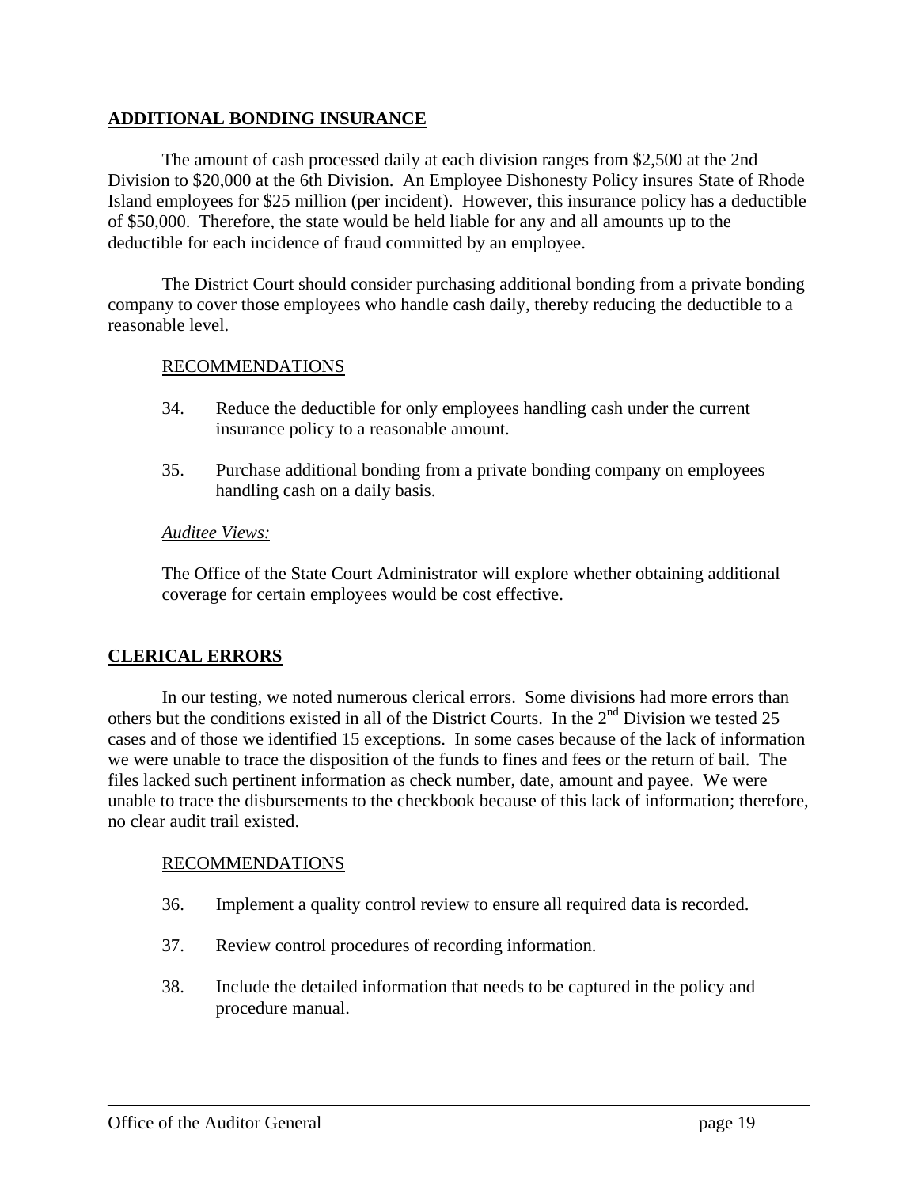## ADDITIONAL BONDING INSURANCE

The amount of cash processed daily at each division ranges from $2,500 at the 2nd Division to $20,000 at the 6th Division. An Employee Dishonesty Policy insures State of Rhode Island employees for $25 million (per incident). However, this insurance policy has a deductible of $50,000. Therefore, the state would be held liable for any and all amounts up to the deductible for each incidence of fraud committed by an employee.

The District Court should consider purchasing additional bonding from a private bonding company to cover those employees who handle cash daily, thereby reducing the deductible to a reasonable level.

RECOMMENDATIONS

34. Reduce the deductible for only employees handling cash under the current insurance policy to a reasonable amount.

35. Purchase additional bonding from a private bonding company on employees handling cash on a daily basis.

*Auditee Views:*

The Office of the State Court Administrator will explore whether obtaining additional coverage for certain employees would be cost effective.

## CLERICAL ERRORS

In our testing, we noted numerous clerical errors. Some divisions had more errors than others but the conditions existed in all of the District Courts. In the 2nd Division we tested 25 cases and of those we identified 15 exceptions. In some cases because of the lack of information we were unable to trace the disposition of the funds to fines and fees or the return of bail. The files lacked such pertinent information as check number, date, amount and payee. We were unable to trace the disbursements to the checkbook because of this lack of information; therefore, no clear audit trail existed.

RECOMMENDATIONS

36. Implement a quality control review to ensure all required data is recorded.

37. Review control procedures of recording information.

38. Include the detailed information that needs to be captured in the policy and procedure manual.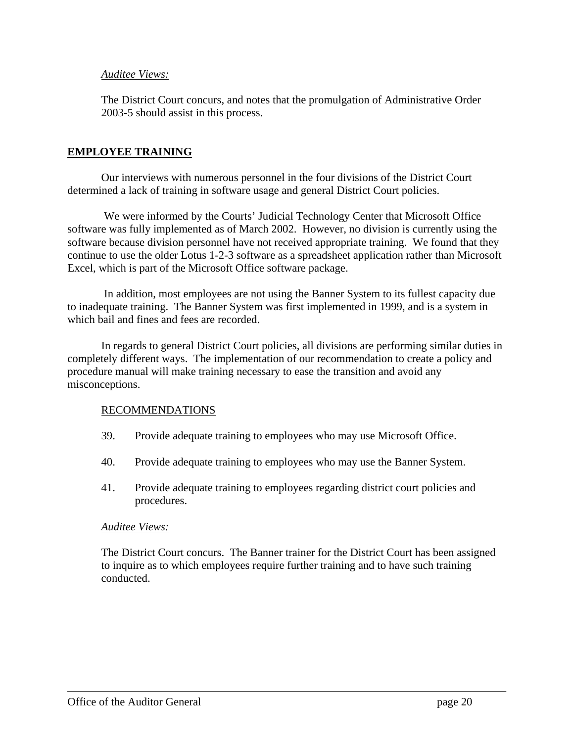*Auditee Views:*

The District Court concurs, and notes that the promulgation of Administrative Order 2003-5 should assist in this process.

## EMPLOYEE TRAINING

Our interviews with numerous personnel in the four divisions of the District Court determined a lack of training in software usage and general District Court policies.

We were informed by the Courts' Judicial Technology Center that Microsoft Office software was fully implemented as of March 2002. However, no division is currently using the software because division personnel have not received appropriate training. We found that they continue to use the older Lotus 1-2-3 software as a spreadsheet application rather than Microsoft Excel, which is part of the Microsoft Office software package.

In addition, most employees are not using the Banner System to its fullest capacity due to inadequate training. The Banner System was first implemented in 1999, and is a system in which bail and fines and fees are recorded.

In regards to general District Court policies, all divisions are performing similar duties in completely different ways. The implementation of our recommendation to create a policy and procedure manual will make training necessary to ease the transition and avoid any misconceptions.

RECOMMENDATIONS

39. Provide adequate training to employees who may use Microsoft Office.

40. Provide adequate training to employees who may use the Banner System.

41. Provide adequate training to employees regarding district court policies and procedures.

*Auditee Views:*

The District Court concurs. The Banner trainer for the District Court has been assigned to inquire as to which employees require further training and to have such training conducted.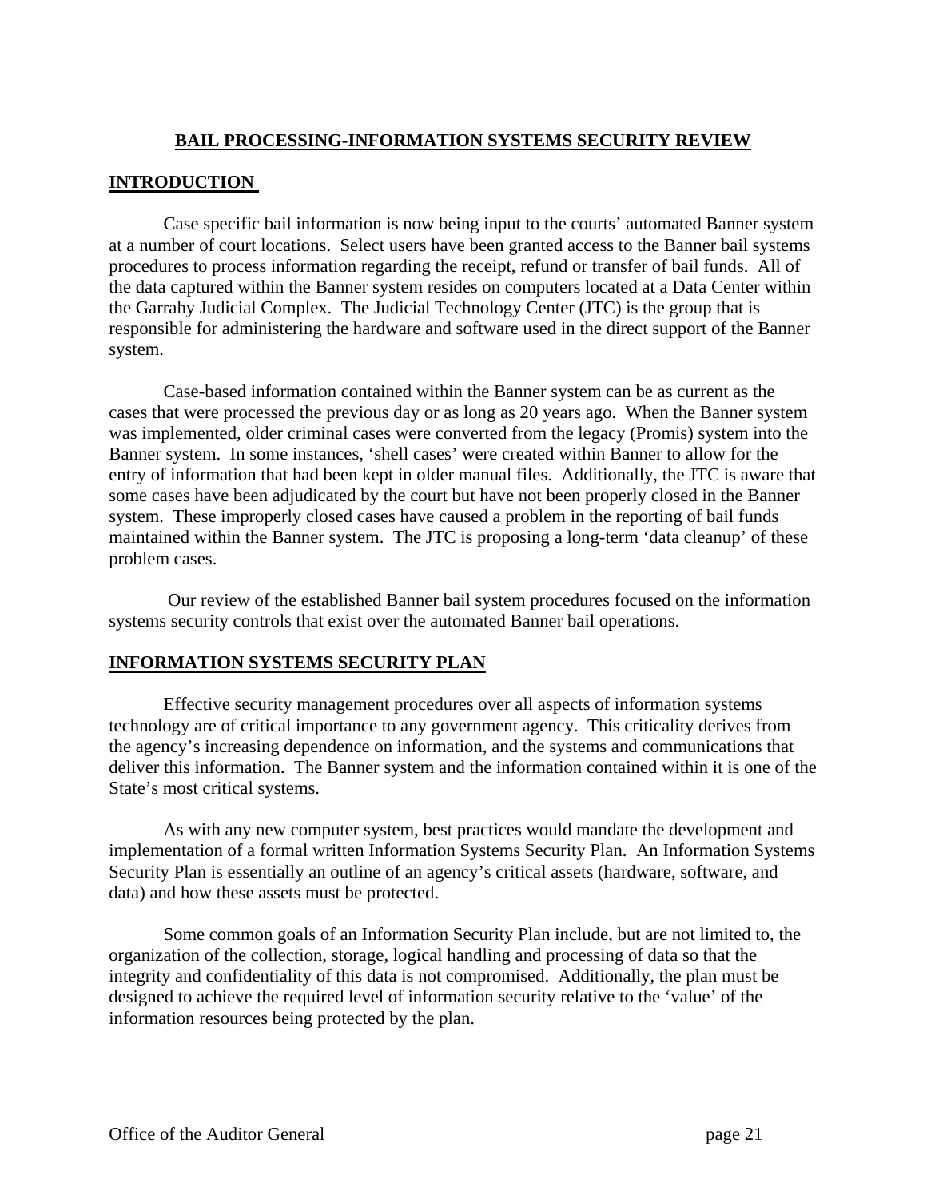## BAIL PROCESSING-INFORMATION SYSTEMS SECURITY REVIEW

## INTRODUCTION

Case specific bail information is now being input to the courts' automated Banner system at a number of court locations. Select users have been granted access to the Banner bail systems procedures to process information regarding the receipt, refund or transfer of bail funds. All of the data captured within the Banner system resides on computers located at a Data Center within the Garrahy Judicial Complex. The Judicial Technology Center (JTC) is the group that is responsible for administering the hardware and software used in the direct support of the Banner system.

Case-based information contained within the Banner system can be as current as the cases that were processed the previous day or as long as 20 years ago. When the Banner system was implemented, older criminal cases were converted from the legacy (Promis) system into the Banner system. In some instances, 'shell cases' were created within Banner to allow for the entry of information that had been kept in older manual files. Additionally, the JTC is aware that some cases have been adjudicated by the court but have not been properly closed in the Banner system. These improperly closed cases have caused a problem in the reporting of bail funds maintained within the Banner system. The JTC is proposing a long-term 'data cleanup' of these problem cases.

Our review of the established Banner bail system procedures focused on the information systems security controls that exist over the automated Banner bail operations.

## INFORMATION SYSTEMS SECURITY PLAN

Effective security management procedures over all aspects of information systems technology are of critical importance to any government agency. This criticality derives from the agency's increasing dependence on information, and the systems and communications that deliver this information. The Banner system and the information contained within it is one of the State's most critical systems.

As with any new computer system, best practices would mandate the development and implementation of a formal written Information Systems Security Plan. An Information Systems Security Plan is essentially an outline of an agency's critical assets (hardware, software, and data) and how these assets must be protected.

Some common goals of an Information Security Plan include, but are not limited to, the organization of the collection, storage, logical handling and processing of data so that the integrity and confidentiality of this data is not compromised. Additionally, the plan must be designed to achieve the required level of information security relative to the 'value' of the information resources being protected by the plan.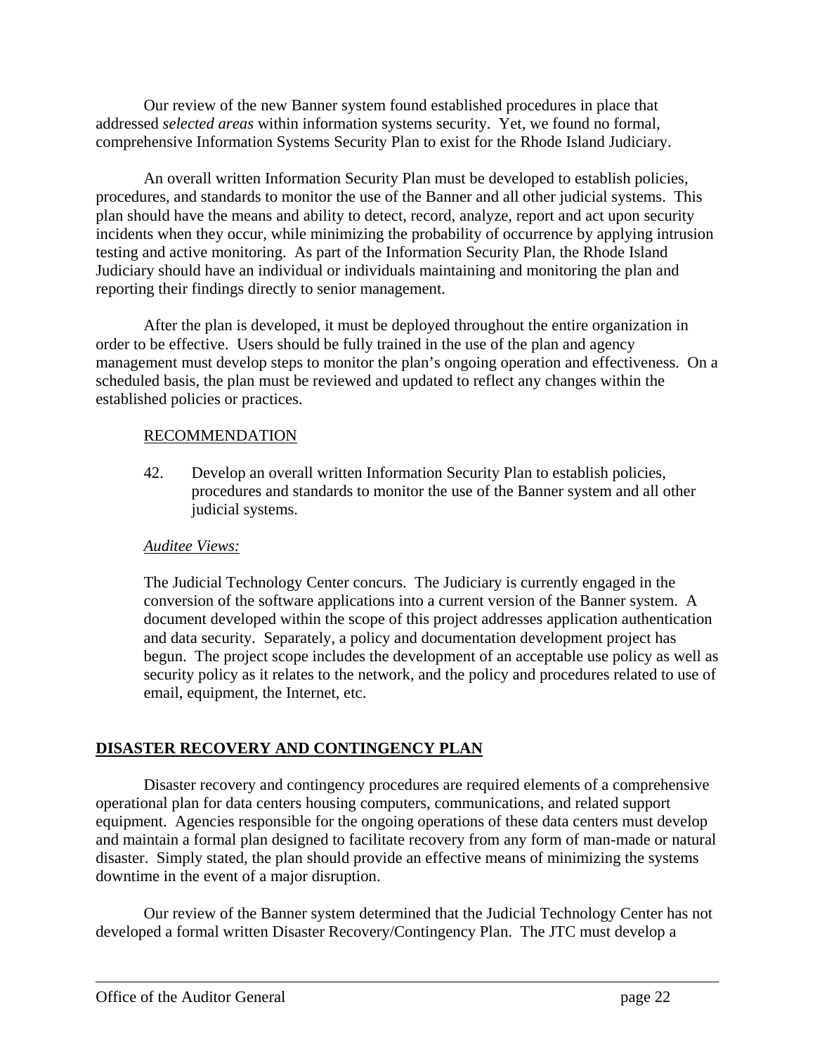Our review of the new Banner system found established procedures in place that addressed *selected areas* within information systems security. Yet, we found no formal, comprehensive Information Systems Security Plan to exist for the Rhode Island Judiciary.

An overall written Information Security Plan must be developed to establish policies, procedures, and standards to monitor the use of the Banner and all other judicial systems. This plan should have the means and ability to detect, record, analyze, report and act upon security incidents when they occur, while minimizing the probability of occurrence by applying intrusion testing and active monitoring. As part of the Information Security Plan, the Rhode Island Judiciary should have an individual or individuals maintaining and monitoring the plan and reporting their findings directly to senior management.

After the plan is developed, it must be deployed throughout the entire organization in order to be effective. Users should be fully trained in the use of the plan and agency management must develop steps to monitor the plan's ongoing operation and effectiveness. On a scheduled basis, the plan must be reviewed and updated to reflect any changes within the established policies or practices.

RECOMMENDATION

42. Develop an overall written Information Security Plan to establish policies, procedures and standards to monitor the use of the Banner system and all other judicial systems.

*Auditee Views:*

The Judicial Technology Center concurs. The Judiciary is currently engaged in the conversion of the software applications into a current version of the Banner system. A document developed within the scope of this project addresses application authentication and data security. Separately, a policy and documentation development project has begun. The project scope includes the development of an acceptable use policy as well as security policy as it relates to the network, and the policy and procedures related to use of email, equipment, the Internet, etc.

## DISASTER RECOVERY AND CONTINGENCY PLAN

Disaster recovery and contingency procedures are required elements of a comprehensive operational plan for data centers housing computers, communications, and related support equipment. Agencies responsible for the ongoing operations of these data centers must develop and maintain a formal plan designed to facilitate recovery from any form of man-made or natural disaster. Simply stated, the plan should provide an effective means of minimizing the systems downtime in the event of a major disruption.

Our review of the Banner system determined that the Judicial Technology Center has not developed a formal written Disaster Recovery/Contingency Plan. The JTC must develop a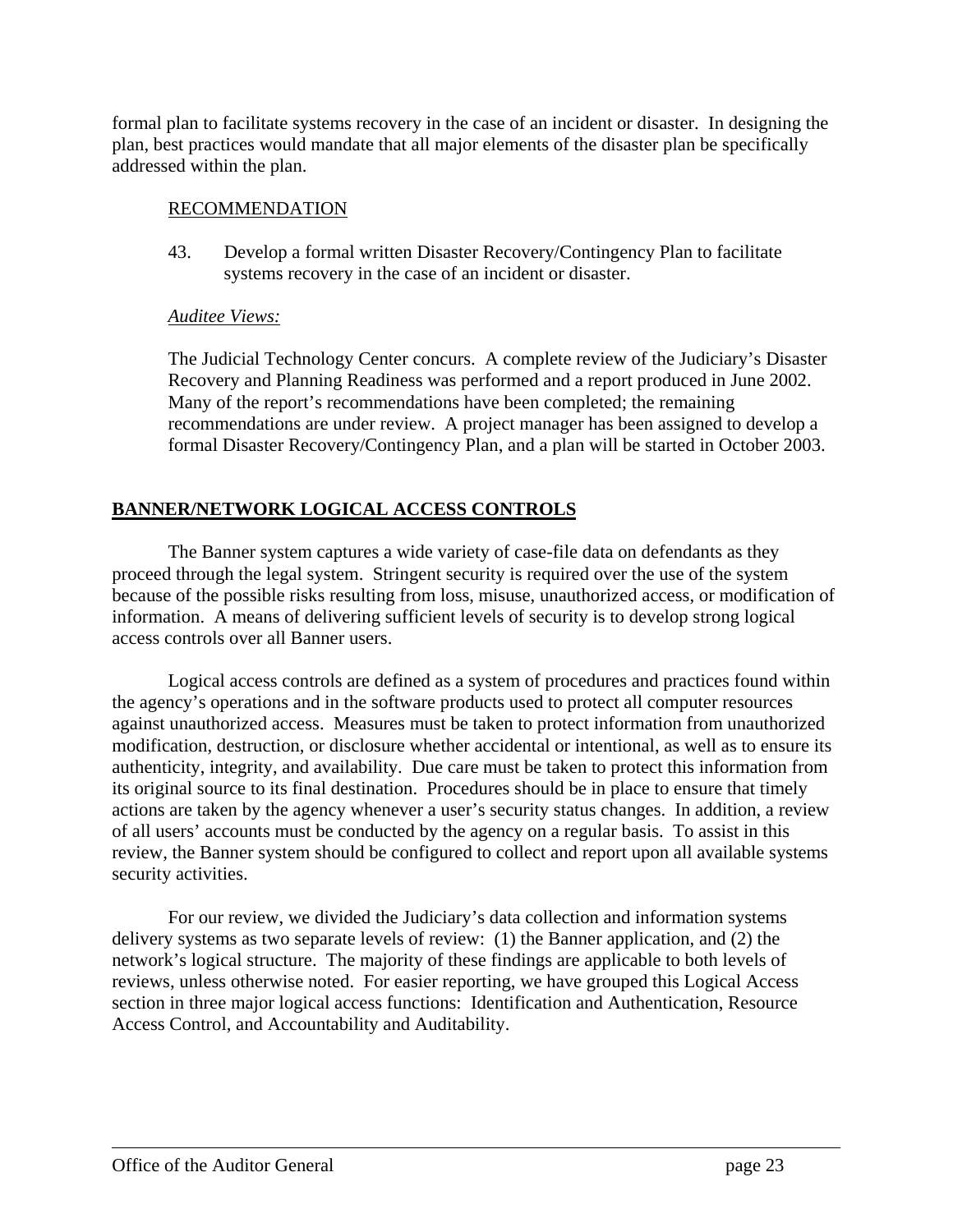formal plan to facilitate systems recovery in the case of an incident or disaster. In designing the plan, best practices would mandate that all major elements of the disaster plan be specifically addressed within the plan.

RECOMMENDATION

43. Develop a formal written Disaster Recovery/Contingency Plan to facilitate systems recovery in the case of an incident or disaster.

*Auditee Views:*

The Judicial Technology Center concurs. A complete review of the Judiciary's Disaster Recovery and Planning Readiness was performed and a report produced in June 2002. Many of the report's recommendations have been completed; the remaining recommendations are under review. A project manager has been assigned to develop a formal Disaster Recovery/Contingency Plan, and a plan will be started in October 2003.

## BANNER/NETWORK LOGICAL ACCESS CONTROLS

The Banner system captures a wide variety of case-file data on defendants as they proceed through the legal system. Stringent security is required over the use of the system because of the possible risks resulting from loss, misuse, unauthorized access, or modification of information. A means of delivering sufficient levels of security is to develop strong logical access controls over all Banner users.

Logical access controls are defined as a system of procedures and practices found within the agency's operations and in the software products used to protect all computer resources against unauthorized access. Measures must be taken to protect information from unauthorized modification, destruction, or disclosure whether accidental or intentional, as well as to ensure its authenticity, integrity, and availability. Due care must be taken to protect this information from its original source to its final destination. Procedures should be in place to ensure that timely actions are taken by the agency whenever a user's security status changes. In addition, a review of all users' accounts must be conducted by the agency on a regular basis. To assist in this review, the Banner system should be configured to collect and report upon all available systems security activities.

For our review, we divided the Judiciary's data collection and information systems delivery systems as two separate levels of review: (1) the Banner application, and (2) the network's logical structure. The majority of these findings are applicable to both levels of reviews, unless otherwise noted. For easier reporting, we have grouped this Logical Access section in three major logical access functions: Identification and Authentication, Resource Access Control, and Accountability and Auditability.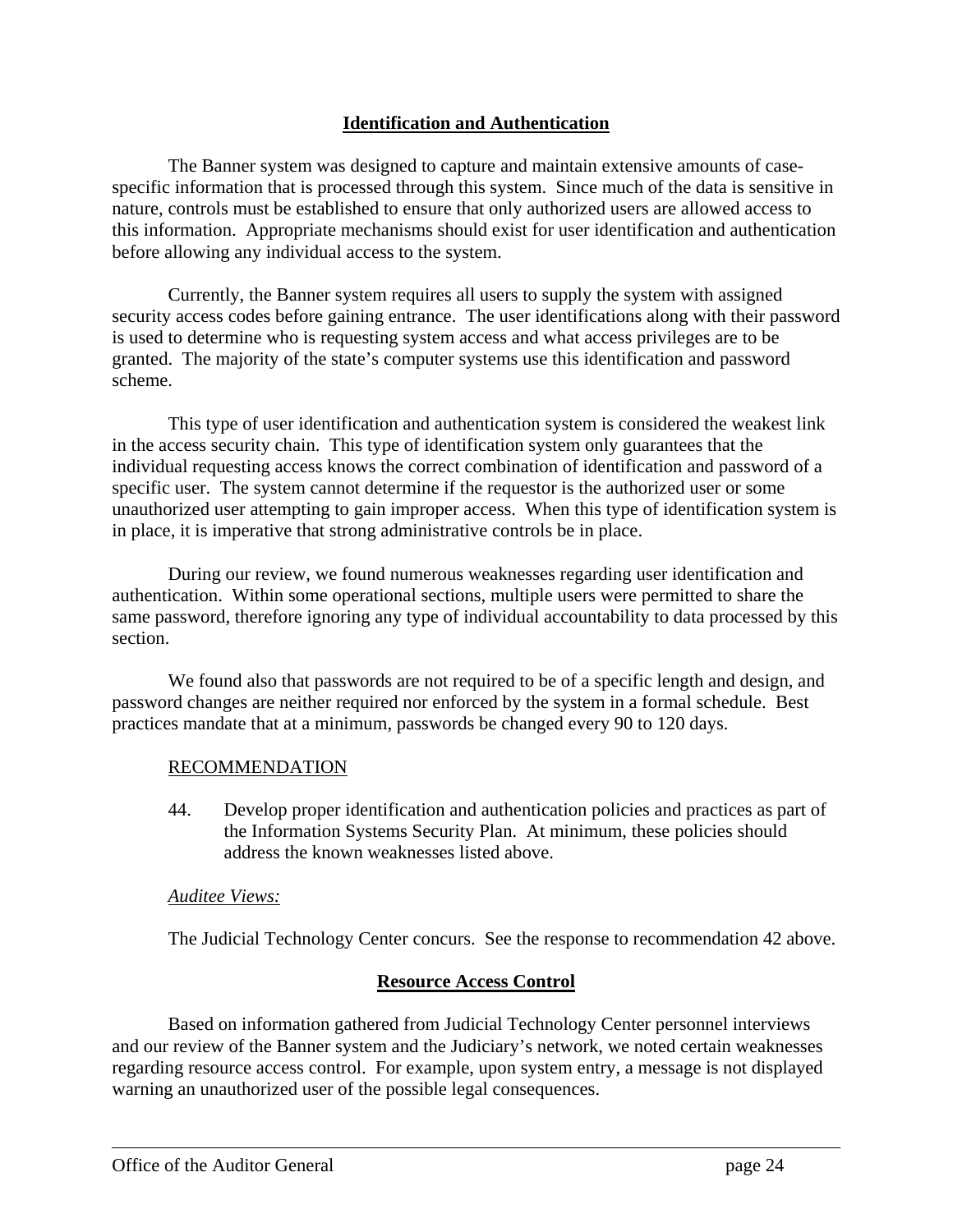## Identification and Authentication

The Banner system was designed to capture and maintain extensive amounts of case-specific information that is processed through this system. Since much of the data is sensitive in nature, controls must be established to ensure that only authorized users are allowed access to this information. Appropriate mechanisms should exist for user identification and authentication before allowing any individual access to the system.

Currently, the Banner system requires all users to supply the system with assigned security access codes before gaining entrance. The user identifications along with their password is used to determine who is requesting system access and what access privileges are to be granted. The majority of the state's computer systems use this identification and password scheme.

This type of user identification and authentication system is considered the weakest link in the access security chain. This type of identification system only guarantees that the individual requesting access knows the correct combination of identification and password of a specific user. The system cannot determine if the requestor is the authorized user or some unauthorized user attempting to gain improper access. When this type of identification system is in place, it is imperative that strong administrative controls be in place.

During our review, we found numerous weaknesses regarding user identification and authentication. Within some operational sections, multiple users were permitted to share the same password, therefore ignoring any type of individual accountability to data processed by this section.

We found also that passwords are not required to be of a specific length and design, and password changes are neither required nor enforced by the system in a formal schedule. Best practices mandate that at a minimum, passwords be changed every 90 to 120 days.

RECOMMENDATION

44. Develop proper identification and authentication policies and practices as part of the Information Systems Security Plan. At minimum, these policies should address the known weaknesses listed above.

*Auditee Views:*

The Judicial Technology Center concurs. See the response to recommendation 42 above.

## Resource Access Control

Based on information gathered from Judicial Technology Center personnel interviews and our review of the Banner system and the Judiciary's network, we noted certain weaknesses regarding resource access control. For example, upon system entry, a message is not displayed warning an unauthorized user of the possible legal consequences.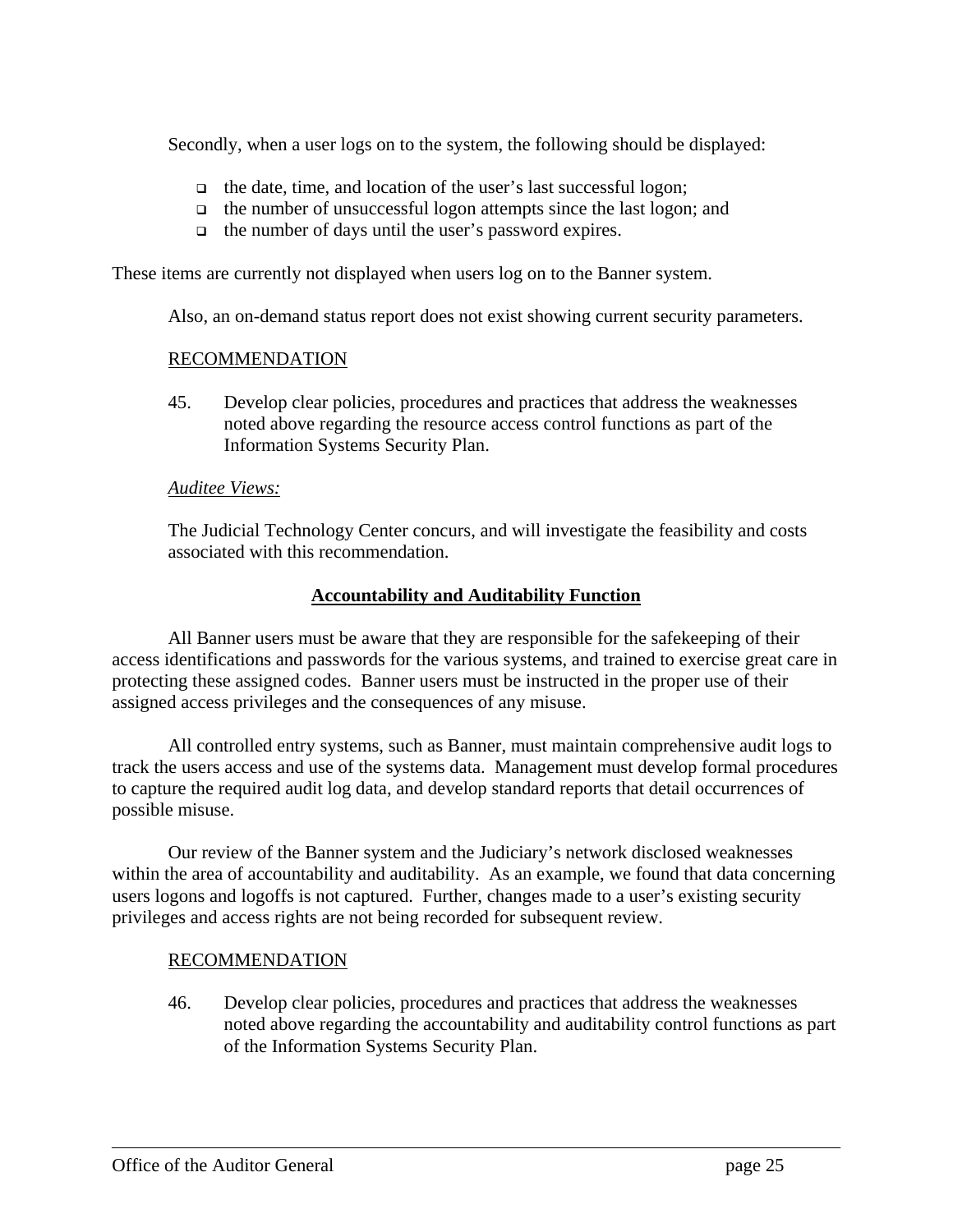Secondly, when a user logs on to the system, the following should be displayed:

- the date, time, and location of the user's last successful logon;
- the number of unsuccessful logon attempts since the last logon; and
- the number of days until the user's password expires.

These items are currently not displayed when users log on to the Banner system.

Also, an on-demand status report does not exist showing current security parameters.

RECOMMENDATION

45. Develop clear policies, procedures and practices that address the weaknesses noted above regarding the resource access control functions as part of the Information Systems Security Plan.

*Auditee Views:*

The Judicial Technology Center concurs, and will investigate the feasibility and costs associated with this recommendation.

## Accountability and Auditability Function

All Banner users must be aware that they are responsible for the safekeeping of their access identifications and passwords for the various systems, and trained to exercise great care in protecting these assigned codes. Banner users must be instructed in the proper use of their assigned access privileges and the consequences of any misuse.

All controlled entry systems, such as Banner, must maintain comprehensive audit logs to track the users access and use of the systems data. Management must develop formal procedures to capture the required audit log data, and develop standard reports that detail occurrences of possible misuse.

Our review of the Banner system and the Judiciary's network disclosed weaknesses within the area of accountability and auditability. As an example, we found that data concerning users logons and logoffs is not captured. Further, changes made to a user's existing security privileges and access rights are not being recorded for subsequent review.

RECOMMENDATION

46. Develop clear policies, procedures and practices that address the weaknesses noted above regarding the accountability and auditability control functions as part of the Information Systems Security Plan.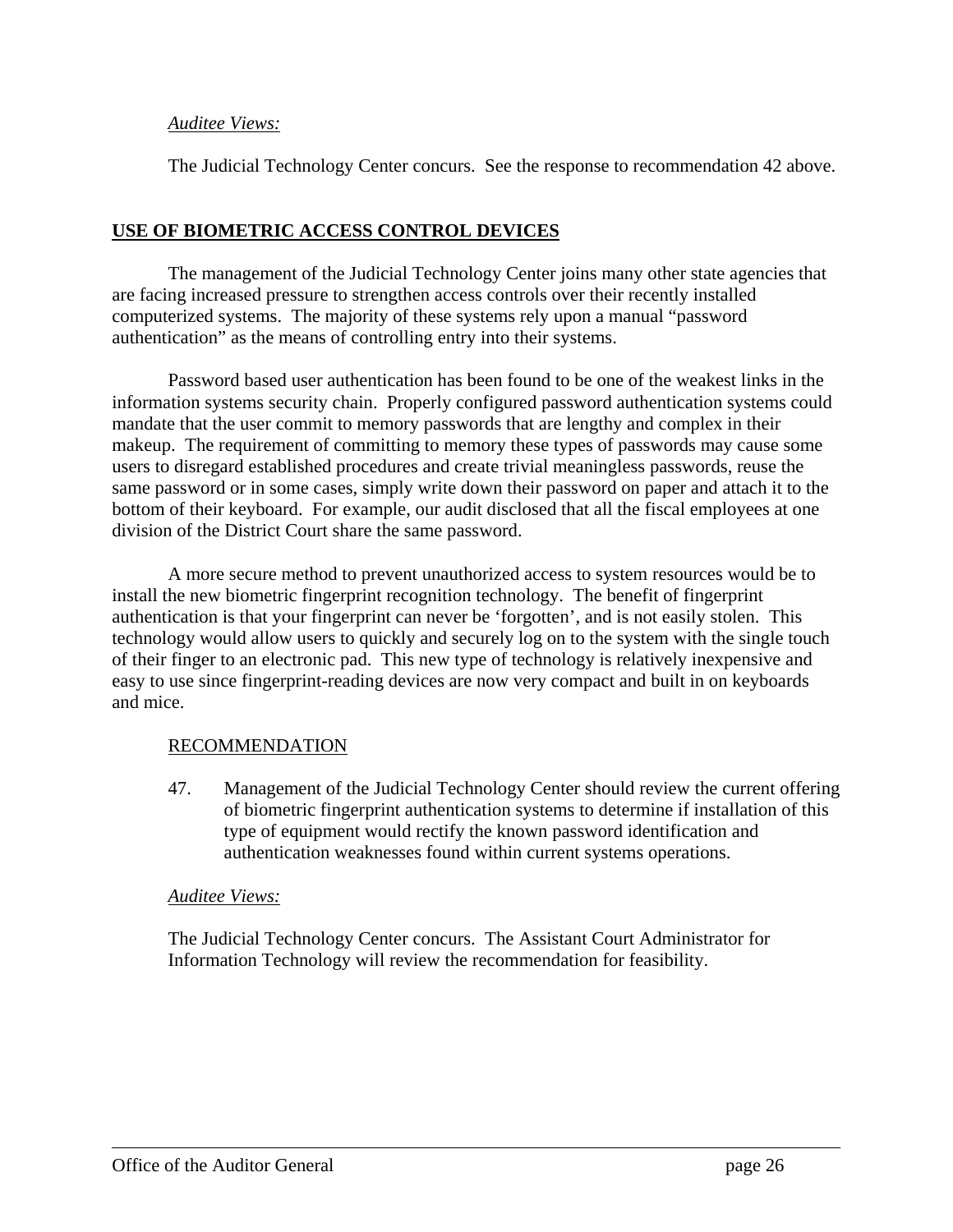*Auditee Views:*

The Judicial Technology Center concurs. See the response to recommendation 42 above.

## USE OF BIOMETRIC ACCESS CONTROL DEVICES

The management of the Judicial Technology Center joins many other state agencies that are facing increased pressure to strengthen access controls over their recently installed computerized systems. The majority of these systems rely upon a manual "password authentication" as the means of controlling entry into their systems.

Password based user authentication has been found to be one of the weakest links in the information systems security chain. Properly configured password authentication systems could mandate that the user commit to memory passwords that are lengthy and complex in their makeup. The requirement of committing to memory these types of passwords may cause some users to disregard established procedures and create trivial meaningless passwords, reuse the same password or in some cases, simply write down their password on paper and attach it to the bottom of their keyboard. For example, our audit disclosed that all the fiscal employees at one division of the District Court share the same password.

A more secure method to prevent unauthorized access to system resources would be to install the new biometric fingerprint recognition technology. The benefit of fingerprint authentication is that your fingerprint can never be 'forgotten', and is not easily stolen. This technology would allow users to quickly and securely log on to the system with the single touch of their finger to an electronic pad. This new type of technology is relatively inexpensive and easy to use since fingerprint-reading devices are now very compact and built in on keyboards and mice.

RECOMMENDATION

47. Management of the Judicial Technology Center should review the current offering of biometric fingerprint authentication systems to determine if installation of this type of equipment would rectify the known password identification and authentication weaknesses found within current systems operations.

*Auditee Views:*

The Judicial Technology Center concurs. The Assistant Court Administrator for Information Technology will review the recommendation for feasibility.